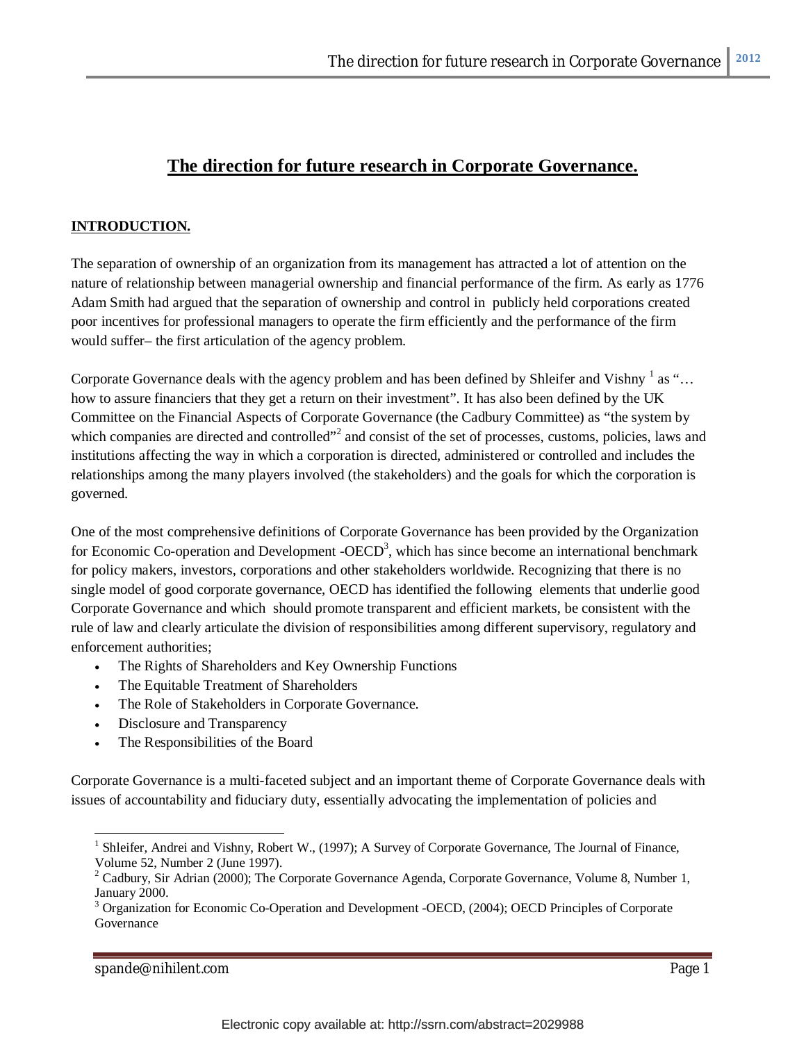# The direction for future research in Corporate Governance.

## INTRODUCTION.

The separation of ownership of an organization from its management has attracted a lot of attention on the nature of relationship between managerial ownership and financial performance of the firm. As early as 1776 Adam Smith had argued that the separation of ownership and control in publicly held corporations created poor incentives for professional managers to operate the firm efficiently and the performance of the firm would suffer– the first articulation of the agency problem.

Corporate Governance deals with the agency problem and has been defined by Shleifer and Vishny [1] as "… how to assure financiers that they get a return on their investment". It has also been defined by the UK Committee on the Financial Aspects of Corporate Governance (the Cadbury Committee) as "the system by which companies are directed and controlled"[2] and consist of the set of processes, customs, policies, laws and institutions affecting the way in which a corporation is directed, administered or controlled and includes the relationships among the many players involved (the stakeholders) and the goals for which the corporation is governed.

One of the most comprehensive definitions of Corporate Governance has been provided by the Organization for Economic Co-operation and Development -OECD[3], which has since become an international benchmark for policy makers, investors, corporations and other stakeholders worldwide. Recognizing that there is no single model of good corporate governance, OECD has identified the following elements that underlie good Corporate Governance and which should promote transparent and efficient markets, be consistent with the rule of law and clearly articulate the division of responsibilities among different supervisory, regulatory and enforcement authorities;

- The Rights of Shareholders and Key Ownership Functions
- The Equitable Treatment of Shareholders
- The Role of Stakeholders in Corporate Governance.
- Disclosure and Transparency
- The Responsibilities of the Board

Corporate Governance is a multi-faceted subject and an important theme of Corporate Governance deals with issues of accountability and fiduciary duty, essentially advocating the implementation of policies and

---

[1] Shleifer, Andrei and Vishny, Robert W., (1997); A Survey of Corporate Governance, The Journal of Finance, Volume 52, Number 2 (June 1997).

[2] Cadbury, Sir Adrian (2000); The Corporate Governance Agenda, Corporate Governance, Volume 8, Number 1, January 2000.

[3] Organization for Economic Co-Operation and Development -OECD, (2004); OECD Principles of Corporate Governance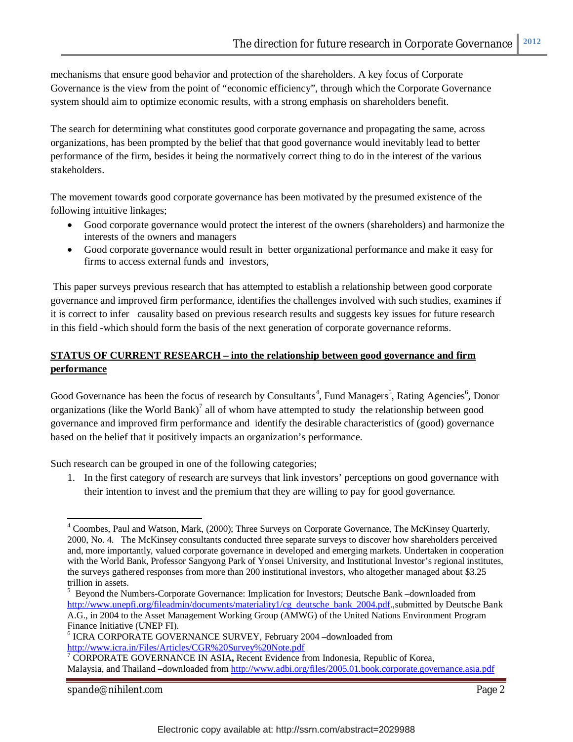mechanisms that ensure good behavior and protection of the shareholders. A key focus of Corporate Governance is the view from the point of "economic efficiency", through which the Corporate Governance system should aim to optimize economic results, with a strong emphasis on shareholders benefit.

The search for determining what constitutes good corporate governance and propagating the same, across organizations, has been prompted by the belief that that good governance would inevitably lead to better performance of the firm, besides it being the normatively correct thing to do in the interest of the various stakeholders.

The movement towards good corporate governance has been motivated by the presumed existence of the following intuitive linkages;

- Good corporate governance would protect the interest of the owners (shareholders) and harmonize the interests of the owners and managers
- Good corporate governance would result in better organizational performance and make it easy for firms to access external funds and investors,

This paper surveys previous research that has attempted to establish a relationship between good corporate governance and improved firm performance, identifies the challenges involved with such studies, examines if it is correct to infer causality based on previous research results and suggests key issues for future research in this field -which should form the basis of the next generation of corporate governance reforms.

## STATUS OF CURRENT RESEARCH – into the relationship between good governance and firm performance

Good Governance has been the focus of research by Consultants[4], Fund Managers[5], Rating Agencies[6], Donor organizations (like the World Bank)[7] all of whom have attempted to study the relationship between good governance and improved firm performance and identify the desirable characteristics of (good) governance based on the belief that it positively impacts an organization's performance.

Such research can be grouped in one of the following categories;

1. In the first category of research are surveys that link investors' perceptions on good governance with their intention to invest and the premium that they are willing to pay for good governance.

---

[4] Coombes, Paul and Watson, Mark, (2000); Three Surveys on Corporate Governance, The McKinsey Quarterly, 2000, No. 4. The McKinsey consultants conducted three separate surveys to discover how shareholders perceived and, more importantly, valued corporate governance in developed and emerging markets. Undertaken in cooperation with the World Bank, Professor Sangyong Park of Yonsei University, and Institutional Investor's regional institutes, the surveys gathered responses from more than 200 institutional investors, who altogether managed about $3.25 trillion in assets.

[5] Beyond the Numbers-Corporate Governance: Implication for Investors; Deutsche Bank –downloaded from http://www.unepfi.org/fileadmin/documents/materiality1/cg_deutsche_bank_2004.pdf.,submitted by Deutsche Bank A.G., in 2004 to the Asset Management Working Group (AMWG) of the United Nations Environment Program Finance Initiative (UNEP FI).

[6] ICRA CORPORATE GOVERNANCE SURVEY, February 2004 –downloaded from http://www.icra.in/Files/Articles/CGR%20Survey%20Note.pdf

[7] CORPORATE GOVERNANCE IN ASIA, Recent Evidence from Indonesia, Republic of Korea, Malaysia, and Thailand –downloaded from http://www.adbi.org/files/2005.01.book.corporate.governance.asia.pdf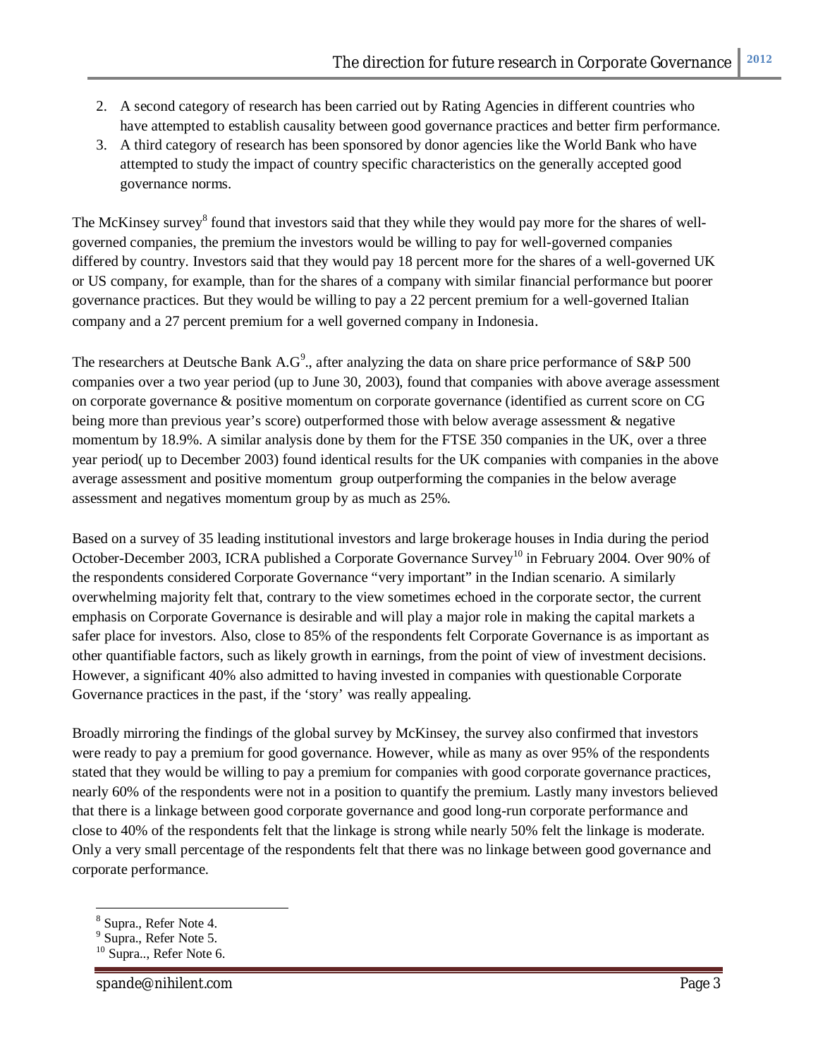2. A second category of research has been carried out by Rating Agencies in different countries who have attempted to establish causality between good governance practices and better firm performance.
3. A third category of research has been sponsored by donor agencies like the World Bank who have attempted to study the impact of country specific characteristics on the generally accepted good governance norms.

The McKinsey survey[8] found that investors said that they while they would pay more for the shares of well-governed companies, the premium the investors would be willing to pay for well-governed companies differed by country. Investors said that they would pay 18 percent more for the shares of a well-governed UK or US company, for example, than for the shares of a company with similar financial performance but poorer governance practices. But they would be willing to pay a 22 percent premium for a well-governed Italian company and a 27 percent premium for a well governed company in Indonesia.

The researchers at Deutsche Bank A.G[9]., after analyzing the data on share price performance of S&P 500 companies over a two year period (up to June 30, 2003), found that companies with above average assessment on corporate governance & positive momentum on corporate governance (identified as current score on CG being more than previous year's score) outperformed those with below average assessment & negative momentum by 18.9%. A similar analysis done by them for the FTSE 350 companies in the UK, over a three year period( up to December 2003) found identical results for the UK companies with companies in the above average assessment and positive momentum group outperforming the companies in the below average assessment and negatives momentum group by as much as 25%.

Based on a survey of 35 leading institutional investors and large brokerage houses in India during the period October-December 2003, ICRA published a Corporate Governance Survey[10] in February 2004. Over 90% of the respondents considered Corporate Governance "very important" in the Indian scenario. A similarly overwhelming majority felt that, contrary to the view sometimes echoed in the corporate sector, the current emphasis on Corporate Governance is desirable and will play a major role in making the capital markets a safer place for investors. Also, close to 85% of the respondents felt Corporate Governance is as important as other quantifiable factors, such as likely growth in earnings, from the point of view of investment decisions. However, a significant 40% also admitted to having invested in companies with questionable Corporate Governance practices in the past, if the 'story' was really appealing.

Broadly mirroring the findings of the global survey by McKinsey, the survey also confirmed that investors were ready to pay a premium for good governance. However, while as many as over 95% of the respondents stated that they would be willing to pay a premium for companies with good corporate governance practices, nearly 60% of the respondents were not in a position to quantify the premium. Lastly many investors believed that there is a linkage between good corporate governance and good long-run corporate performance and close to 40% of the respondents felt that the linkage is strong while nearly 50% felt the linkage is moderate. Only a very small percentage of the respondents felt that there was no linkage between good governance and corporate performance.

---

[8] Supra., Refer Note 4.

[9] Supra., Refer Note 5.

[10] Supra.., Refer Note 6.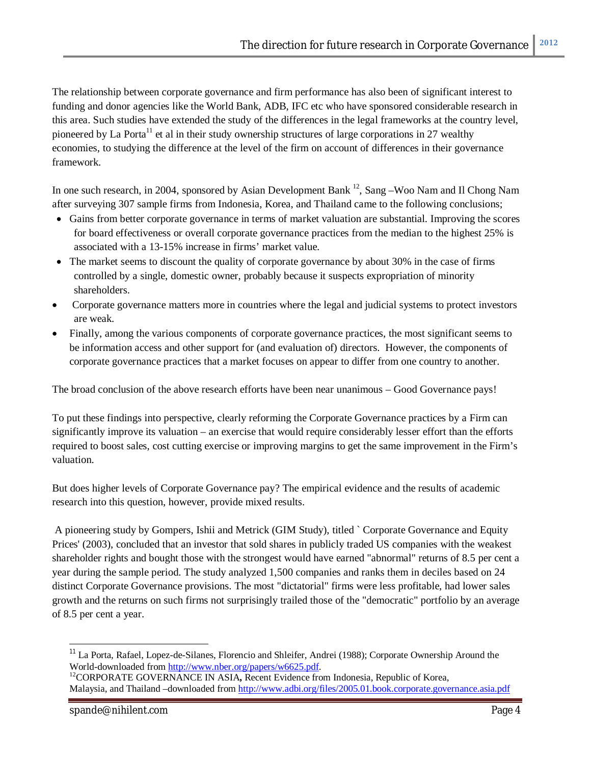The relationship between corporate governance and firm performance has also been of significant interest to funding and donor agencies like the World Bank, ADB, IFC etc who have sponsored considerable research in this area. Such studies have extended the study of the differences in the legal frameworks at the country level, pioneered by La Porta[11] et al in their study ownership structures of large corporations in 27 wealthy economies, to studying the difference at the level of the firm on account of differences in their governance framework.

In one such research, in 2004, sponsored by Asian Development Bank [12], Sang –Woo Nam and Il Chong Nam after surveying 307 sample firms from Indonesia, Korea, and Thailand came to the following conclusions;

- Gains from better corporate governance in terms of market valuation are substantial. Improving the scores for board effectiveness or overall corporate governance practices from the median to the highest 25% is associated with a 13-15% increase in firms' market value.
- The market seems to discount the quality of corporate governance by about 30% in the case of firms controlled by a single, domestic owner, probably because it suspects expropriation of minority shareholders.
- Corporate governance matters more in countries where the legal and judicial systems to protect investors are weak.
- Finally, among the various components of corporate governance practices, the most significant seems to be information access and other support for (and evaluation of) directors. However, the components of corporate governance practices that a market focuses on appear to differ from one country to another.

The broad conclusion of the above research efforts have been near unanimous – Good Governance pays!

To put these findings into perspective, clearly reforming the Corporate Governance practices by a Firm can significantly improve its valuation – an exercise that would require considerably lesser effort than the efforts required to boost sales, cost cutting exercise or improving margins to get the same improvement in the Firm's valuation.

But does higher levels of Corporate Governance pay? The empirical evidence and the results of academic research into this question, however, provide mixed results.

A pioneering study by Gompers, Ishii and Metrick (GIM Study), titled ` Corporate Governance and Equity Prices' (2003), concluded that an investor that sold shares in publicly traded US companies with the weakest shareholder rights and bought those with the strongest would have earned "abnormal" returns of 8.5 per cent a year during the sample period. The study analyzed 1,500 companies and ranks them in deciles based on 24 distinct Corporate Governance provisions. The most "dictatorial" firms were less profitable, had lower sales growth and the returns on such firms not surprisingly trailed those of the "democratic" portfolio by an average of 8.5 per cent a year.

---

[11] La Porta, Rafael, Lopez-de-Silanes, Florencio and Shleifer, Andrei (1988); Corporate Ownership Around the World-downloaded from http://www.nber.org/papers/w6625.pdf.

[12] CORPORATE GOVERNANCE IN ASIA, Recent Evidence from Indonesia, Republic of Korea, Malaysia, and Thailand –downloaded from http://www.adbi.org/files/2005.01.book.corporate.governance.asia.pdf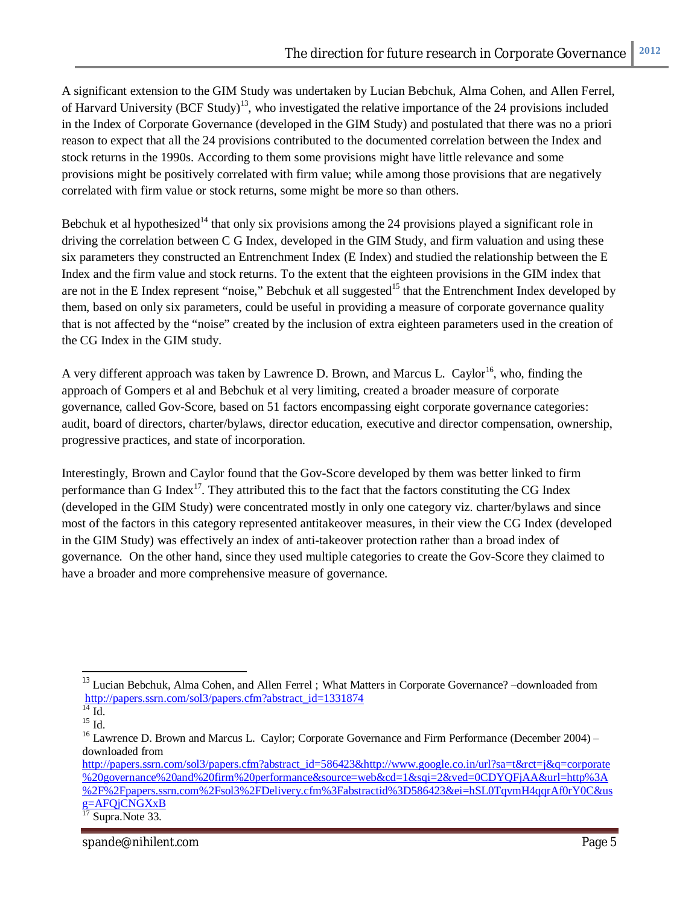A significant extension to the GIM Study was undertaken by Lucian Bebchuk, Alma Cohen, and Allen Ferrel, of Harvard University (BCF Study)[13], who investigated the relative importance of the 24 provisions included in the Index of Corporate Governance (developed in the GIM Study) and postulated that there was no a priori reason to expect that all the 24 provisions contributed to the documented correlation between the Index and stock returns in the 1990s. According to them some provisions might have little relevance and some provisions might be positively correlated with firm value; while among those provisions that are negatively correlated with firm value or stock returns, some might be more so than others.

Bebchuk et al hypothesized[14] that only six provisions among the 24 provisions played a significant role in driving the correlation between C G Index, developed in the GIM Study, and firm valuation and using these six parameters they constructed an Entrenchment Index (E Index) and studied the relationship between the E Index and the firm value and stock returns. To the extent that the eighteen provisions in the GIM index that are not in the E Index represent "noise," Bebchuk et all suggested[15] that the Entrenchment Index developed by them, based on only six parameters, could be useful in providing a measure of corporate governance quality that is not affected by the "noise" created by the inclusion of extra eighteen parameters used in the creation of the CG Index in the GIM study.

A very different approach was taken by Lawrence D. Brown, and Marcus L. Caylor[16], who, finding the approach of Gompers et al and Bebchuk et al very limiting, created a broader measure of corporate governance, called Gov-Score, based on 51 factors encompassing eight corporate governance categories: audit, board of directors, charter/bylaws, director education, executive and director compensation, ownership, progressive practices, and state of incorporation.

Interestingly, Brown and Caylor found that the Gov-Score developed by them was better linked to firm performance than G Index[17]. They attributed this to the fact that the factors constituting the CG Index (developed in the GIM Study) were concentrated mostly in only one category viz. charter/bylaws and since most of the factors in this category represented antitakeover measures, in their view the CG Index (developed in the GIM Study) was effectively an index of anti-takeover protection rather than a broad index of governance. On the other hand, since they used multiple categories to create the Gov-Score they claimed to have a broader and more comprehensive measure of governance.

---

[13] Lucian Bebchuk, Alma Cohen, and Allen Ferrel ; What Matters in Corporate Governance? –downloaded from http://papers.ssrn.com/sol3/papers.cfm?abstract_id=1331874

[14] Id.

[15] Id.

[16] Lawrence D. Brown and Marcus L. Caylor; Corporate Governance and Firm Performance (December 2004) – downloaded from http://papers.ssrn.com/sol3/papers.cfm?abstract_id=586423&http://www.google.co.in/url?sa=t&rct=j&q=corporate%20governance%20and%20firm%20performance&source=web&cd=1&sqi=2&ved=0CDYQFjAA&url=http%3A%2F%2Fpapers.ssrn.com%2Fsol3%2FDelivery.cfm%3Fabstractid%3D586423&ei=hSL0TqvmH4qqrAf0rY0C&usg=AFQjCNGXxB

[17] Supra.Note 33.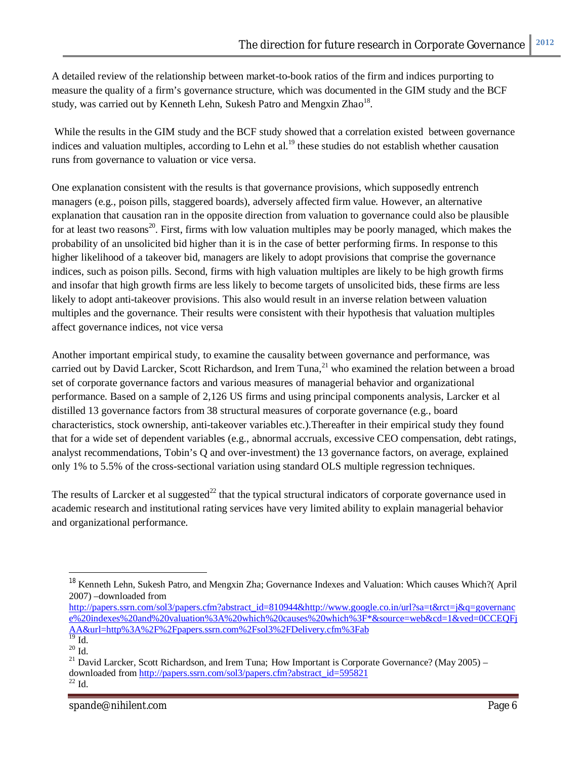A detailed review of the relationship between market-to-book ratios of the firm and indices purporting to measure the quality of a firm's governance structure, which was documented in the GIM study and the BCF study, was carried out by Kenneth Lehn, Sukesh Patro and Mengxin Zhao[18].

While the results in the GIM study and the BCF study showed that a correlation existed between governance indices and valuation multiples, according to Lehn et al.[19] these studies do not establish whether causation runs from governance to valuation or vice versa.

One explanation consistent with the results is that governance provisions, which supposedly entrench managers (e.g., poison pills, staggered boards), adversely affected firm value. However, an alternative explanation that causation ran in the opposite direction from valuation to governance could also be plausible for at least two reasons[20]. First, firms with low valuation multiples may be poorly managed, which makes the probability of an unsolicited bid higher than it is in the case of better performing firms. In response to this higher likelihood of a takeover bid, managers are likely to adopt provisions that comprise the governance indices, such as poison pills. Second, firms with high valuation multiples are likely to be high growth firms and insofar that high growth firms are less likely to become targets of unsolicited bids, these firms are less likely to adopt anti-takeover provisions. This also would result in an inverse relation between valuation multiples and the governance. Their results were consistent with their hypothesis that valuation multiples affect governance indices, not vice versa

Another important empirical study, to examine the causality between governance and performance, was carried out by David Larcker, Scott Richardson, and Irem Tuna,[21] who examined the relation between a broad set of corporate governance factors and various measures of managerial behavior and organizational performance. Based on a sample of 2,126 US firms and using principal components analysis, Larcker et al distilled 13 governance factors from 38 structural measures of corporate governance (e.g., board characteristics, stock ownership, anti-takeover variables etc.).Thereafter in their empirical study they found that for a wide set of dependent variables (e.g., abnormal accruals, excessive CEO compensation, debt ratings, analyst recommendations, Tobin's Q and over-investment) the 13 governance factors, on average, explained only 1% to 5.5% of the cross-sectional variation using standard OLS multiple regression techniques.

The results of Larcker et al suggested[22] that the typical structural indicators of corporate governance used in academic research and institutional rating services have very limited ability to explain managerial behavior and organizational performance.

---

[18] Kenneth Lehn, Sukesh Patro, and Mengxin Zha; Governance Indexes and Valuation: Which causes Which?( April 2007) –downloaded from http://papers.ssrn.com/sol3/papers.cfm?abstract_id=810944&http://www.google.co.in/url?sa=t&rct=j&q=governance%20indexes%20and%20valuation%3A%20which%20causes%20which%3F*&source=web&cd=1&ved=0CCEQFjAA&url=http%3A%2F%2Fpapers.ssrn.com%2Fsol3%2FDelivery.cfm%3Fab

[19] Id.

[20] Id.

[21] David Larcker, Scott Richardson, and Irem Tuna; How Important is Corporate Governance? (May 2005) – downloaded from http://papers.ssrn.com/sol3/papers.cfm?abstract_id=595821

[22] Id.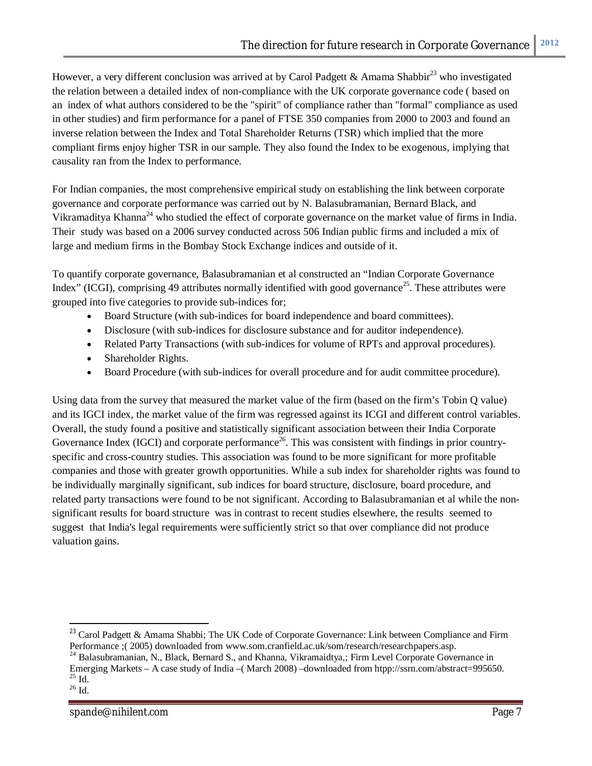However, a very different conclusion was arrived at by Carol Padgett & Amama Shabbir[23] who investigated the relation between a detailed index of non-compliance with the UK corporate governance code ( based on an index of what authors considered to be the "spirit" of compliance rather than "formal" compliance as used in other studies) and firm performance for a panel of FTSE 350 companies from 2000 to 2003 and found an inverse relation between the Index and Total Shareholder Returns (TSR) which implied that the more compliant firms enjoy higher TSR in our sample. They also found the Index to be exogenous, implying that causality ran from the Index to performance.

For Indian companies, the most comprehensive empirical study on establishing the link between corporate governance and corporate performance was carried out by N. Balasubramanian, Bernard Black, and Vikramaditya Khanna[24] who studied the effect of corporate governance on the market value of firms in India. Their study was based on a 2006 survey conducted across 506 Indian public firms and included a mix of large and medium firms in the Bombay Stock Exchange indices and outside of it.

To quantify corporate governance, Balasubramanian et al constructed an "Indian Corporate Governance Index" (ICGI), comprising 49 attributes normally identified with good governance[25]. These attributes were grouped into five categories to provide sub-indices for;

- Board Structure (with sub-indices for board independence and board committees).
- Disclosure (with sub-indices for disclosure substance and for auditor independence).
- Related Party Transactions (with sub-indices for volume of RPTs and approval procedures).
- Shareholder Rights.
- Board Procedure (with sub-indices for overall procedure and for audit committee procedure).

Using data from the survey that measured the market value of the firm (based on the firm's Tobin Q value) and its IGCI index, the market value of the firm was regressed against its ICGI and different control variables. Overall, the study found a positive and statistically significant association between their India Corporate Governance Index (IGCI) and corporate performance[26]. This was consistent with findings in prior country-specific and cross-country studies. This association was found to be more significant for more profitable companies and those with greater growth opportunities. While a sub index for shareholder rights was found to be individually marginally significant, sub indices for board structure, disclosure, board procedure, and related party transactions were found to be not significant. According to Balasubramanian et al while the non-significant results for board structure was in contrast to recent studies elsewhere, the results seemed to suggest that India's legal requirements were sufficiently strict so that over compliance did not produce valuation gains.

---

[23] Carol Padgett & Amama Shabbi; The UK Code of Corporate Governance: Link between Compliance and Firm Performance ;( 2005) downloaded from www.som.cranfield.ac.uk/som/research/researchpapers.asp.

[24] Balasubramanian, N., Black, Bernard S., and Khanna, Vikramaidtya,; Firm Level Corporate Governance in Emerging Markets – A case study of India –( March 2008) –downloaded from htpp://ssrn.com/abstract=995650.

[25] Id.

[26] Id.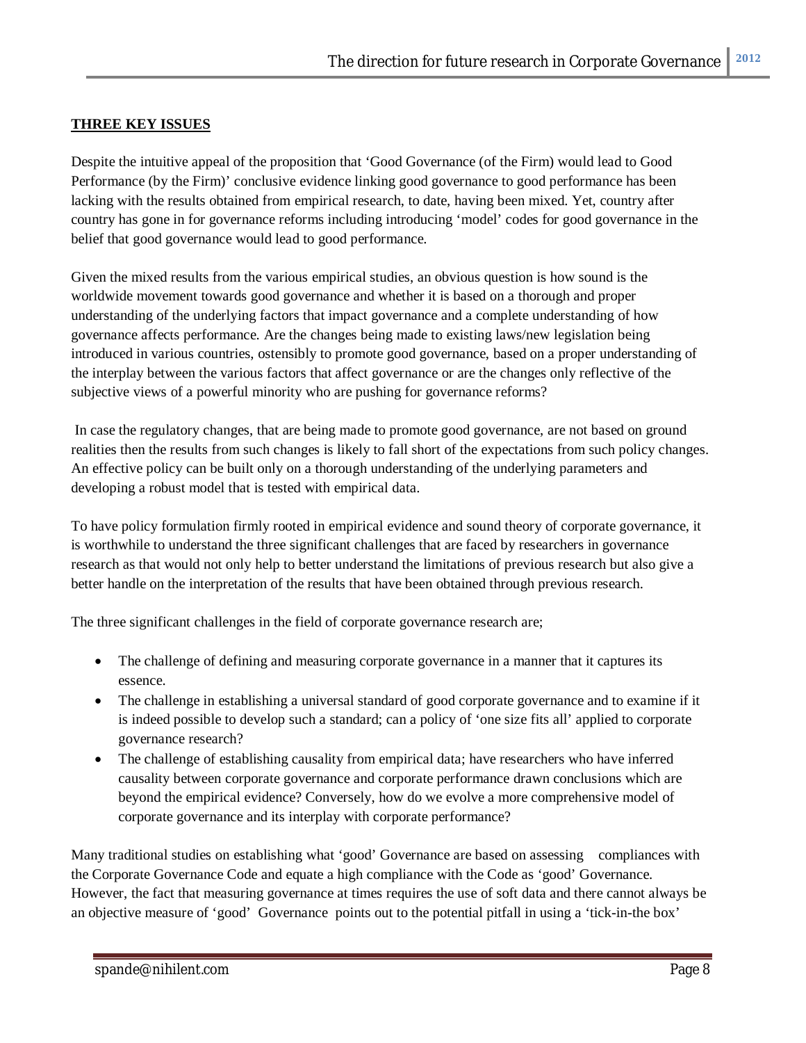**THREE KEY ISSUES**

Despite the intuitive appeal of the proposition that 'Good Governance (of the Firm) would lead to Good Performance (by the Firm)' conclusive evidence linking good governance to good performance has been lacking with the results obtained from empirical research, to date, having been mixed. Yet, country after country has gone in for governance reforms including introducing 'model' codes for good governance in the belief that good governance would lead to good performance.

Given the mixed results from the various empirical studies, an obvious question is how sound is the worldwide movement towards good governance and whether it is based on a thorough and proper understanding of the underlying factors that impact governance and a complete understanding of how governance affects performance. Are the changes being made to existing laws/new legislation being introduced in various countries, ostensibly to promote good governance, based on a proper understanding of the interplay between the various factors that affect governance or are the changes only reflective of the subjective views of a powerful minority who are pushing for governance reforms?

In case the regulatory changes, that are being made to promote good governance, are not based on ground realities then the results from such changes is likely to fall short of the expectations from such policy changes. An effective policy can be built only on a thorough understanding of the underlying parameters and developing a robust model that is tested with empirical data.

To have policy formulation firmly rooted in empirical evidence and sound theory of corporate governance, it is worthwhile to understand the three significant challenges that are faced by researchers in governance research as that would not only help to better understand the limitations of previous research but also give a better handle on the interpretation of the results that have been obtained through previous research.

The three significant challenges in the field of corporate governance research are;

- The challenge of defining and measuring corporate governance in a manner that it captures its essence.
- The challenge in establishing a universal standard of good corporate governance and to examine if it is indeed possible to develop such a standard; can a policy of 'one size fits all' applied to corporate governance research?
- The challenge of establishing causality from empirical data; have researchers who have inferred causality between corporate governance and corporate performance drawn conclusions which are beyond the empirical evidence? Conversely, how do we evolve a more comprehensive model of corporate governance and its interplay with corporate performance?

Many traditional studies on establishing what 'good' Governance are based on assessing compliances with the Corporate Governance Code and equate a high compliance with the Code as 'good' Governance. However, the fact that measuring governance at times requires the use of soft data and there cannot always be an objective measure of 'good' Governance points out to the potential pitfall in using a 'tick-in-the box'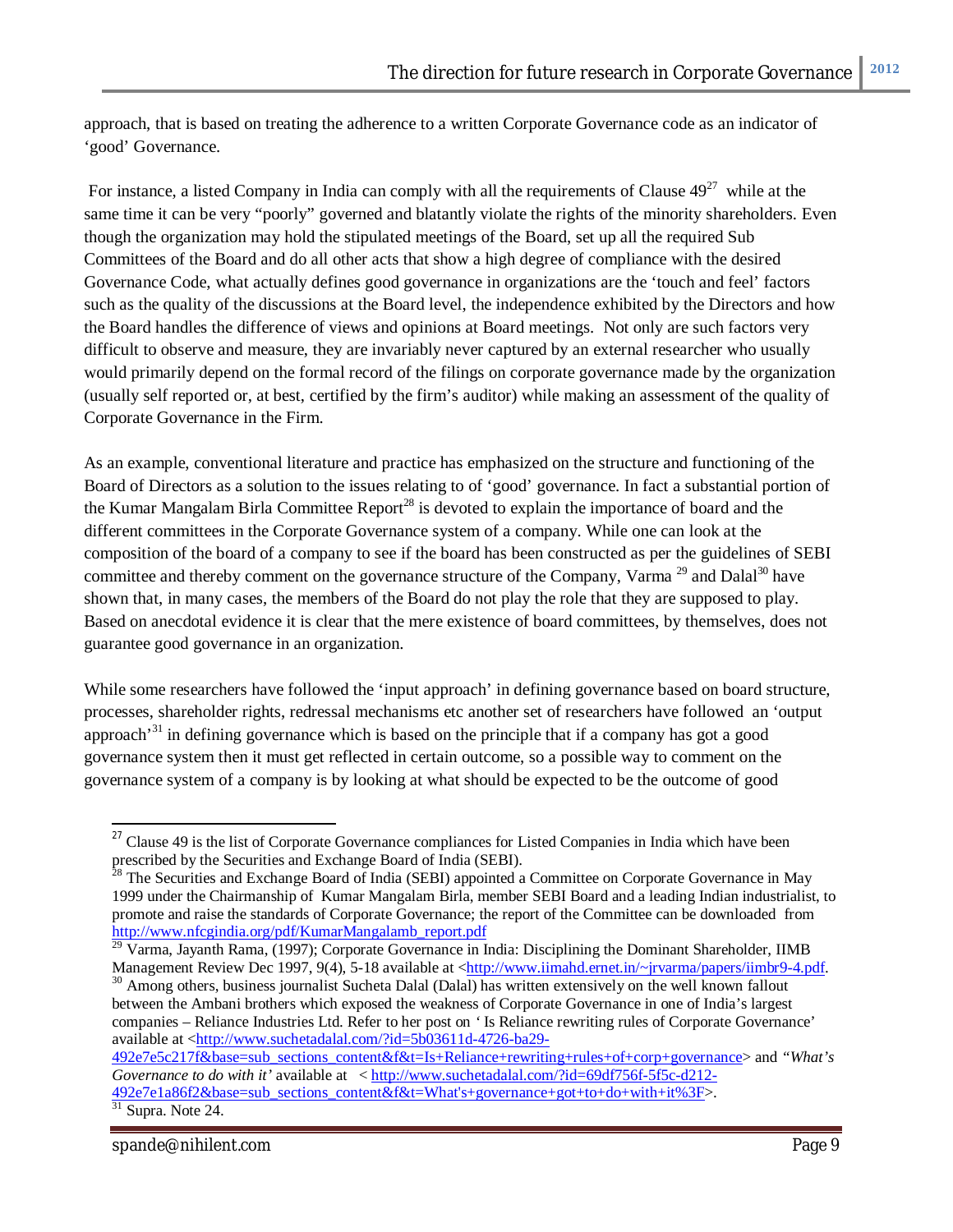approach, that is based on treating the adherence to a written Corporate Governance code as an indicator of 'good' Governance.

For instance, a listed Company in India can comply with all the requirements of Clause 49[27] while at the same time it can be very "poorly" governed and blatantly violate the rights of the minority shareholders. Even though the organization may hold the stipulated meetings of the Board, set up all the required Sub Committees of the Board and do all other acts that show a high degree of compliance with the desired Governance Code, what actually defines good governance in organizations are the 'touch and feel' factors such as the quality of the discussions at the Board level, the independence exhibited by the Directors and how the Board handles the difference of views and opinions at Board meetings. Not only are such factors very difficult to observe and measure, they are invariably never captured by an external researcher who usually would primarily depend on the formal record of the filings on corporate governance made by the organization (usually self reported or, at best, certified by the firm's auditor) while making an assessment of the quality of Corporate Governance in the Firm.

As an example, conventional literature and practice has emphasized on the structure and functioning of the Board of Directors as a solution to the issues relating to of 'good' governance. In fact a substantial portion of the Kumar Mangalam Birla Committee Report[28] is devoted to explain the importance of board and the different committees in the Corporate Governance system of a company. While one can look at the composition of the board of a company to see if the board has been constructed as per the guidelines of SEBI committee and thereby comment on the governance structure of the Company, Varma [29] and Dalal[30] have shown that, in many cases, the members of the Board do not play the role that they are supposed to play. Based on anecdotal evidence it is clear that the mere existence of board committees, by themselves, does not guarantee good governance in an organization.

While some researchers have followed the 'input approach' in defining governance based on board structure, processes, shareholder rights, redressal mechanisms etc another set of researchers have followed an 'output approach'[31] in defining governance which is based on the principle that if a company has got a good governance system then it must get reflected in certain outcome, so a possible way to comment on the governance system of a company is by looking at what should be expected to be the outcome of good

---

[27] Clause 49 is the list of Corporate Governance compliances for Listed Companies in India which have been prescribed by the Securities and Exchange Board of India (SEBI).

[28] The Securities and Exchange Board of India (SEBI) appointed a Committee on Corporate Governance in May 1999 under the Chairmanship of Kumar Mangalam Birla, member SEBI Board and a leading Indian industrialist, to promote and raise the standards of Corporate Governance; the report of the Committee can be downloaded from http://www.nfcgindia.org/pdf/KumarMangalamb_report.pdf

[29] Varma, Jayanth Rama, (1997); Corporate Governance in India: Disciplining the Dominant Shareholder, IIMB Management Review Dec 1997, 9(4), 5-18 available at <http://www.iimahd.ernet.in/~jrvarma/papers/iimbr9-4.pdf.

[30] Among others, business journalist Sucheta Dalal (Dalal) has written extensively on the well known fallout between the Ambani brothers which exposed the weakness of Corporate Governance in one of India's largest companies – Reliance Industries Ltd. Refer to her post on ' Is Reliance rewriting rules of Corporate Governance' available at <http://www.suchetadalal.com/?id=5b03611d-4726-ba29-492e7e5c217f&base=sub_sections_content&f&t=Is+Reliance+rewriting+rules+of+corp+governance> and *"What's Governance to do with it'* available at < http://www.suchetadalal.com/?id=69df756f-5f5c-d212-492e7e1a86f2&base=sub_sections_content&f&t=What's+governance+got+to+do+with+it%3F>.

[31] Supra. Note 24.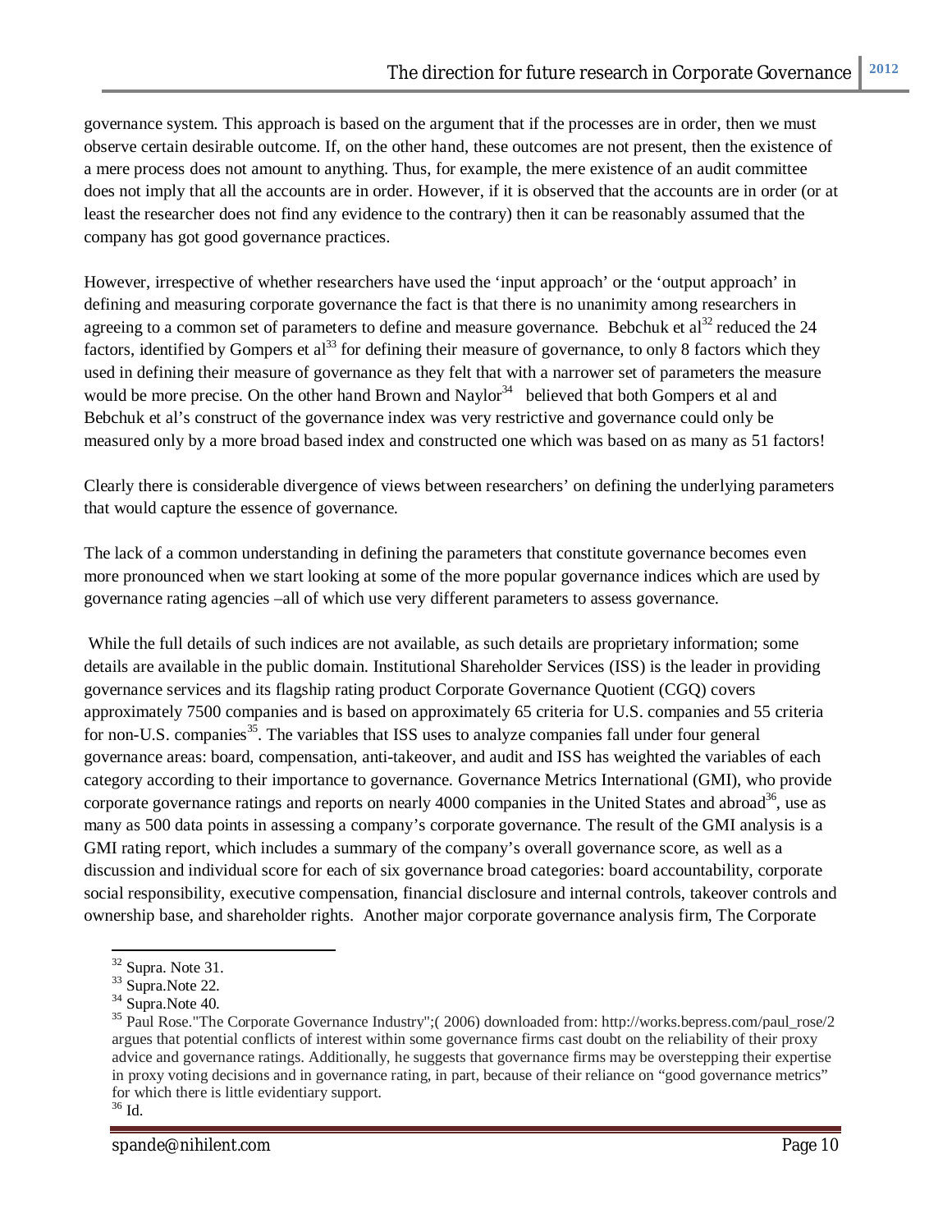governance system. This approach is based on the argument that if the processes are in order, then we must observe certain desirable outcome. If, on the other hand, these outcomes are not present, then the existence of a mere process does not amount to anything. Thus, for example, the mere existence of an audit committee does not imply that all the accounts are in order. However, if it is observed that the accounts are in order (or at least the researcher does not find any evidence to the contrary) then it can be reasonably assumed that the company has got good governance practices.

However, irrespective of whether researchers have used the 'input approach' or the 'output approach' in defining and measuring corporate governance the fact is that there is no unanimity among researchers in agreeing to a common set of parameters to define and measure governance. Bebchuk et al[32] reduced the 24 factors, identified by Gompers et al[33] for defining their measure of governance, to only 8 factors which they used in defining their measure of governance as they felt that with a narrower set of parameters the measure would be more precise. On the other hand Brown and Naylor[34] believed that both Gompers et al and Bebchuk et al's construct of the governance index was very restrictive and governance could only be measured only by a more broad based index and constructed one which was based on as many as 51 factors!

Clearly there is considerable divergence of views between researchers' on defining the underlying parameters that would capture the essence of governance.

The lack of a common understanding in defining the parameters that constitute governance becomes even more pronounced when we start looking at some of the more popular governance indices which are used by governance rating agencies –all of which use very different parameters to assess governance.

While the full details of such indices are not available, as such details are proprietary information; some details are available in the public domain. Institutional Shareholder Services (ISS) is the leader in providing governance services and its flagship rating product Corporate Governance Quotient (CGQ) covers approximately 7500 companies and is based on approximately 65 criteria for U.S. companies and 55 criteria for non-U.S. companies[35]. The variables that ISS uses to analyze companies fall under four general governance areas: board, compensation, anti-takeover, and audit and ISS has weighted the variables of each category according to their importance to governance. Governance Metrics International (GMI), who provide corporate governance ratings and reports on nearly 4000 companies in the United States and abroad[36], use as many as 500 data points in assessing a company's corporate governance. The result of the GMI analysis is a GMI rating report, which includes a summary of the company's overall governance score, as well as a discussion and individual score for each of six governance broad categories: board accountability, corporate social responsibility, executive compensation, financial disclosure and internal controls, takeover controls and ownership base, and shareholder rights. Another major corporate governance analysis firm, The Corporate

---

[32] Supra. Note 31.

[33] Supra.Note 22.

[34] Supra.Note 40.

[35] Paul Rose."The Corporate Governance Industry";( 2006) downloaded from: http://works.bepress.com/paul_rose/2 argues that potential conflicts of interest within some governance firms cast doubt on the reliability of their proxy advice and governance ratings. Additionally, he suggests that governance firms may be overstepping their expertise in proxy voting decisions and in governance rating, in part, because of their reliance on "good governance metrics" for which there is little evidentiary support.

[36] Id.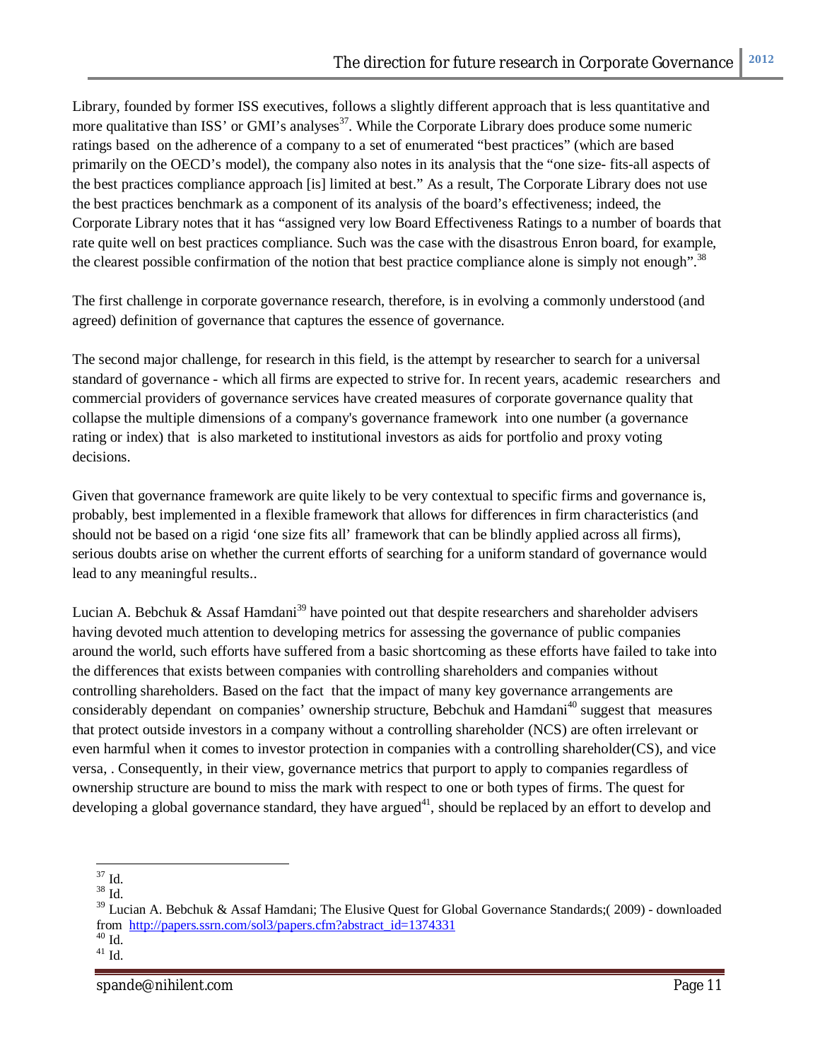Library, founded by former ISS executives, follows a slightly different approach that is less quantitative and more qualitative than ISS' or GMI's analyses[37]. While the Corporate Library does produce some numeric ratings based on the adherence of a company to a set of enumerated "best practices" (which are based primarily on the OECD's model), the company also notes in its analysis that the "one size- fits-all aspects of the best practices compliance approach [is] limited at best." As a result, The Corporate Library does not use the best practices benchmark as a component of its analysis of the board's effectiveness; indeed, the Corporate Library notes that it has "assigned very low Board Effectiveness Ratings to a number of boards that rate quite well on best practices compliance. Such was the case with the disastrous Enron board, for example, the clearest possible confirmation of the notion that best practice compliance alone is simply not enough".[38]

The first challenge in corporate governance research, therefore, is in evolving a commonly understood (and agreed) definition of governance that captures the essence of governance.

The second major challenge, for research in this field, is the attempt by researcher to search for a universal standard of governance - which all firms are expected to strive for. In recent years, academic researchers and commercial providers of governance services have created measures of corporate governance quality that collapse the multiple dimensions of a company's governance framework into one number (a governance rating or index) that is also marketed to institutional investors as aids for portfolio and proxy voting decisions.

Given that governance framework are quite likely to be very contextual to specific firms and governance is, probably, best implemented in a flexible framework that allows for differences in firm characteristics (and should not be based on a rigid 'one size fits all' framework that can be blindly applied across all firms), serious doubts arise on whether the current efforts of searching for a uniform standard of governance would lead to any meaningful results..

Lucian A. Bebchuk & Assaf Hamdani[39] have pointed out that despite researchers and shareholder advisers having devoted much attention to developing metrics for assessing the governance of public companies around the world, such efforts have suffered from a basic shortcoming as these efforts have failed to take into the differences that exists between companies with controlling shareholders and companies without controlling shareholders. Based on the fact that the impact of many key governance arrangements are considerably dependant on companies' ownership structure, Bebchuk and Hamdani[40] suggest that measures that protect outside investors in a company without a controlling shareholder (NCS) are often irrelevant or even harmful when it comes to investor protection in companies with a controlling shareholder(CS), and vice versa, . Consequently, in their view, governance metrics that purport to apply to companies regardless of ownership structure are bound to miss the mark with respect to one or both types of firms. The quest for developing a global governance standard, they have argued[41], should be replaced by an effort to develop and

---

[37] Id.

[38] Id.

[39] Lucian A. Bebchuk & Assaf Hamdani; The Elusive Quest for Global Governance Standards;( 2009) - downloaded from http://papers.ssrn.com/sol3/papers.cfm?abstract_id=1374331

[40] Id.

[41] Id.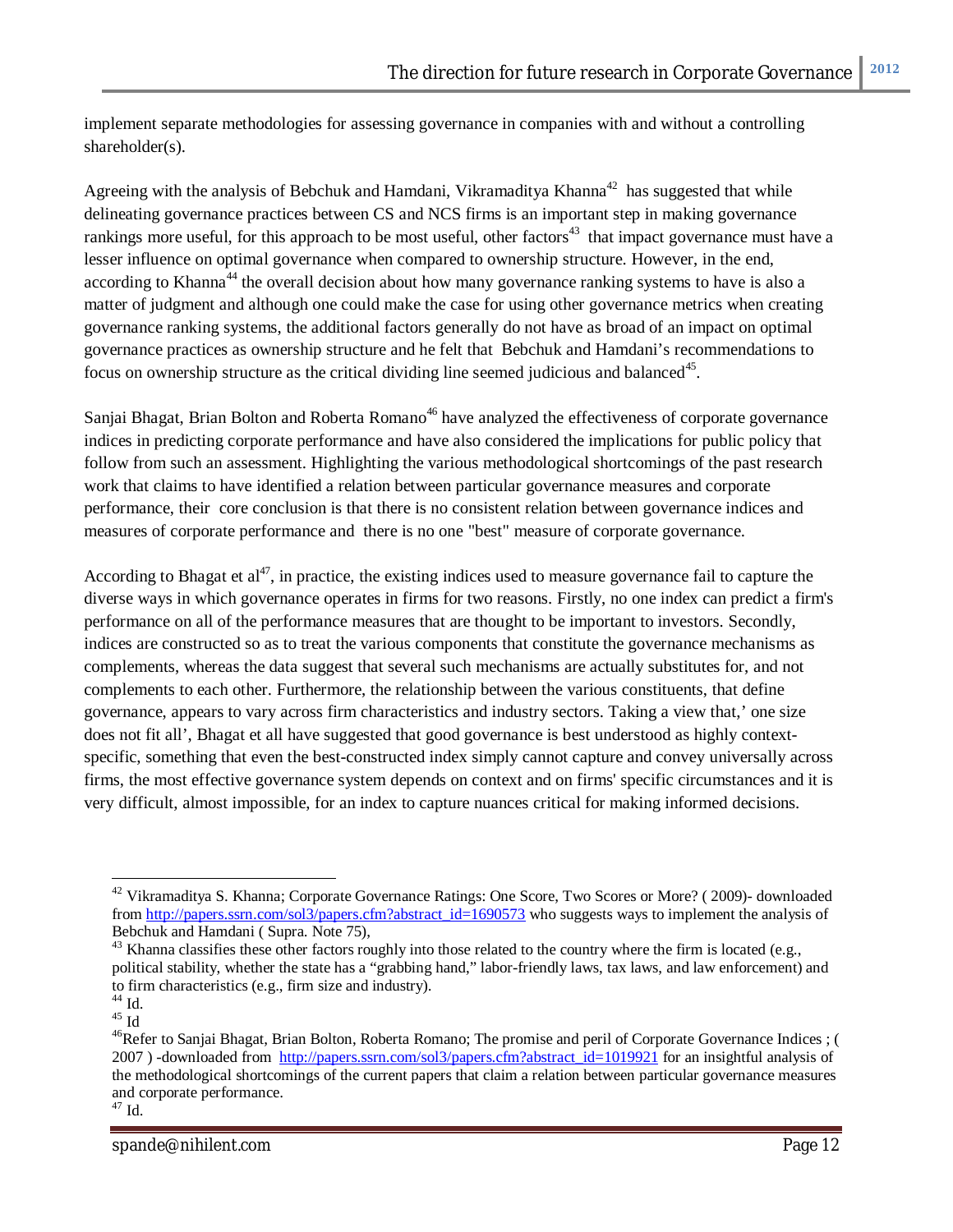implement separate methodologies for assessing governance in companies with and without a controlling shareholder(s).

Agreeing with the analysis of Bebchuk and Hamdani, Vikramaditya Khanna[42] has suggested that while delineating governance practices between CS and NCS firms is an important step in making governance rankings more useful, for this approach to be most useful, other factors[43] that impact governance must have a lesser influence on optimal governance when compared to ownership structure. However, in the end, according to Khanna[44] the overall decision about how many governance ranking systems to have is also a matter of judgment and although one could make the case for using other governance metrics when creating governance ranking systems, the additional factors generally do not have as broad of an impact on optimal governance practices as ownership structure and he felt that Bebchuk and Hamdani's recommendations to focus on ownership structure as the critical dividing line seemed judicious and balanced[45].

Sanjai Bhagat, Brian Bolton and Roberta Romano[46] have analyzed the effectiveness of corporate governance indices in predicting corporate performance and have also considered the implications for public policy that follow from such an assessment. Highlighting the various methodological shortcomings of the past research work that claims to have identified a relation between particular governance measures and corporate performance, their core conclusion is that there is no consistent relation between governance indices and measures of corporate performance and there is no one "best" measure of corporate governance.

According to Bhagat et al[47], in practice, the existing indices used to measure governance fail to capture the diverse ways in which governance operates in firms for two reasons. Firstly, no one index can predict a firm's performance on all of the performance measures that are thought to be important to investors. Secondly, indices are constructed so as to treat the various components that constitute the governance mechanisms as complements, whereas the data suggest that several such mechanisms are actually substitutes for, and not complements to each other. Furthermore, the relationship between the various constituents, that define governance, appears to vary across firm characteristics and industry sectors. Taking a view that,' one size does not fit all', Bhagat et all have suggested that good governance is best understood as highly context-specific, something that even the best-constructed index simply cannot capture and convey universally across firms, the most effective governance system depends on context and on firms' specific circumstances and it is very difficult, almost impossible, for an index to capture nuances critical for making informed decisions.

---

[42] Vikramaditya S. Khanna; Corporate Governance Ratings: One Score, Two Scores or More? ( 2009)- downloaded from http://papers.ssrn.com/sol3/papers.cfm?abstract_id=1690573 who suggests ways to implement the analysis of Bebchuk and Hamdani ( Supra. Note 75),

[43] Khanna classifies these other factors roughly into those related to the country where the firm is located (e.g., political stability, whether the state has a "grabbing hand," labor-friendly laws, tax laws, and law enforcement) and to firm characteristics (e.g., firm size and industry).

[44] Id.

[45] Id

[46] Refer to Sanjai Bhagat, Brian Bolton, Roberta Romano; The promise and peril of Corporate Governance Indices ; ( 2007 ) -downloaded from http://papers.ssrn.com/sol3/papers.cfm?abstract_id=1019921 for an insightful analysis of the methodological shortcomings of the current papers that claim a relation between particular governance measures and corporate performance.

[47] Id.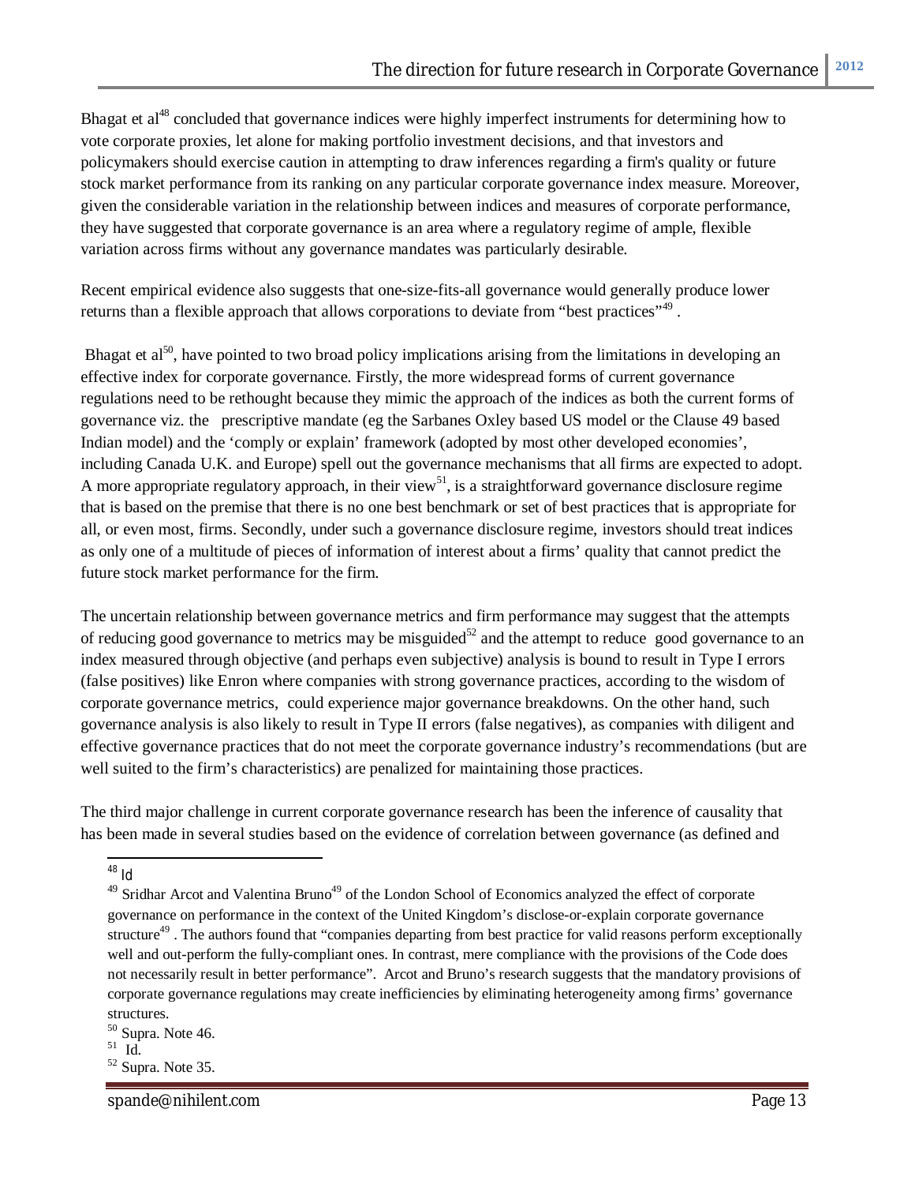Bhagat et al[48] concluded that governance indices were highly imperfect instruments for determining how to vote corporate proxies, let alone for making portfolio investment decisions, and that investors and policymakers should exercise caution in attempting to draw inferences regarding a firm's quality or future stock market performance from its ranking on any particular corporate governance index measure. Moreover, given the considerable variation in the relationship between indices and measures of corporate performance, they have suggested that corporate governance is an area where a regulatory regime of ample, flexible variation across firms without any governance mandates was particularly desirable.

Recent empirical evidence also suggests that one-size-fits-all governance would generally produce lower returns than a flexible approach that allows corporations to deviate from "best practices"[49] .

Bhagat et al[50], have pointed to two broad policy implications arising from the limitations in developing an effective index for corporate governance. Firstly, the more widespread forms of current governance regulations need to be rethought because they mimic the approach of the indices as both the current forms of governance viz. the prescriptive mandate (eg the Sarbanes Oxley based US model or the Clause 49 based Indian model) and the 'comply or explain' framework (adopted by most other developed economies', including Canada U.K. and Europe) spell out the governance mechanisms that all firms are expected to adopt. A more appropriate regulatory approach, in their view[51], is a straightforward governance disclosure regime that is based on the premise that there is no one best benchmark or set of best practices that is appropriate for all, or even most, firms. Secondly, under such a governance disclosure regime, investors should treat indices as only one of a multitude of pieces of information of interest about a firms' quality that cannot predict the future stock market performance for the firm.

The uncertain relationship between governance metrics and firm performance may suggest that the attempts of reducing good governance to metrics may be misguided[52] and the attempt to reduce good governance to an index measured through objective (and perhaps even subjective) analysis is bound to result in Type I errors (false positives) like Enron where companies with strong governance practices, according to the wisdom of corporate governance metrics, could experience major governance breakdowns. On the other hand, such governance analysis is also likely to result in Type II errors (false negatives), as companies with diligent and effective governance practices that do not meet the corporate governance industry's recommendations (but are well suited to the firm's characteristics) are penalized for maintaining those practices.

The third major challenge in current corporate governance research has been the inference of causality that has been made in several studies based on the evidence of correlation between governance (as defined and

---

[48] Id

[49] Sridhar Arcot and Valentina Bruno[49] of the London School of Economics analyzed the effect of corporate governance on performance in the context of the United Kingdom's disclose-or-explain corporate governance structure[49] . The authors found that "companies departing from best practice for valid reasons perform exceptionally well and out-perform the fully-compliant ones. In contrast, mere compliance with the provisions of the Code does not necessarily result in better performance". Arcot and Bruno's research suggests that the mandatory provisions of corporate governance regulations may create inefficiencies by eliminating heterogeneity among firms' governance structures.

[50] Supra. Note 46.

[51] Id.

[52] Supra. Note 35.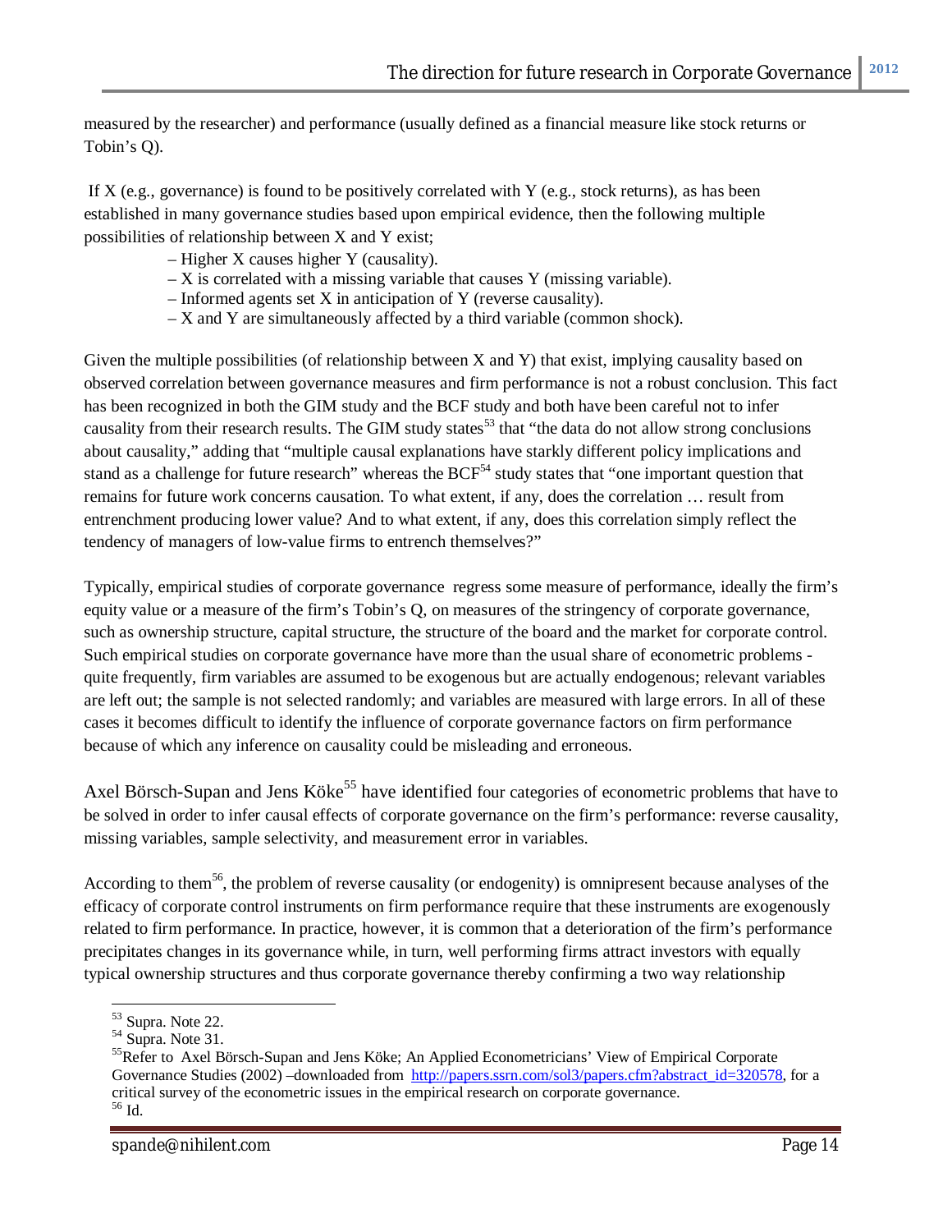measured by the researcher) and performance (usually defined as a financial measure like stock returns or Tobin's Q).

If X (e.g., governance) is found to be positively correlated with Y (e.g., stock returns), as has been established in many governance studies based upon empirical evidence, then the following multiple possibilities of relationship between X and Y exist;

- Higher X causes higher Y (causality).
- X is correlated with a missing variable that causes Y (missing variable).
- Informed agents set X in anticipation of Y (reverse causality).
- X and Y are simultaneously affected by a third variable (common shock).

Given the multiple possibilities (of relationship between X and Y) that exist, implying causality based on observed correlation between governance measures and firm performance is not a robust conclusion. This fact has been recognized in both the GIM study and the BCF study and both have been careful not to infer causality from their research results. The GIM study states[53] that "the data do not allow strong conclusions about causality," adding that "multiple causal explanations have starkly different policy implications and stand as a challenge for future research" whereas the BCF[54] study states that "one important question that remains for future work concerns causation. To what extent, if any, does the correlation … result from entrenchment producing lower value? And to what extent, if any, does this correlation simply reflect the tendency of managers of low-value firms to entrench themselves?"

Typically, empirical studies of corporate governance regress some measure of performance, ideally the firm's equity value or a measure of the firm's Tobin's Q, on measures of the stringency of corporate governance, such as ownership structure, capital structure, the structure of the board and the market for corporate control. Such empirical studies on corporate governance have more than the usual share of econometric problems - quite frequently, firm variables are assumed to be exogenous but are actually endogenous; relevant variables are left out; the sample is not selected randomly; and variables are measured with large errors. In all of these cases it becomes difficult to identify the influence of corporate governance factors on firm performance because of which any inference on causality could be misleading and erroneous.

Axel Börsch-Supan and Jens Köke[55] have identified four categories of econometric problems that have to be solved in order to infer causal effects of corporate governance on the firm's performance: reverse causality, missing variables, sample selectivity, and measurement error in variables.

According to them[56], the problem of reverse causality (or endogenity) is omnipresent because analyses of the efficacy of corporate control instruments on firm performance require that these instruments are exogenously related to firm performance. In practice, however, it is common that a deterioration of the firm's performance precipitates changes in its governance while, in turn, well performing firms attract investors with equally typical ownership structures and thus corporate governance thereby confirming a two way relationship

---

[53] Supra. Note 22.

[54] Supra. Note 31.

[55] Refer to Axel Börsch-Supan and Jens Köke; An Applied Econometricians' View of Empirical Corporate Governance Studies (2002) –downloaded from http://papers.ssrn.com/sol3/papers.cfm?abstract_id=320578, for a critical survey of the econometric issues in the empirical research on corporate governance.

[56] Id.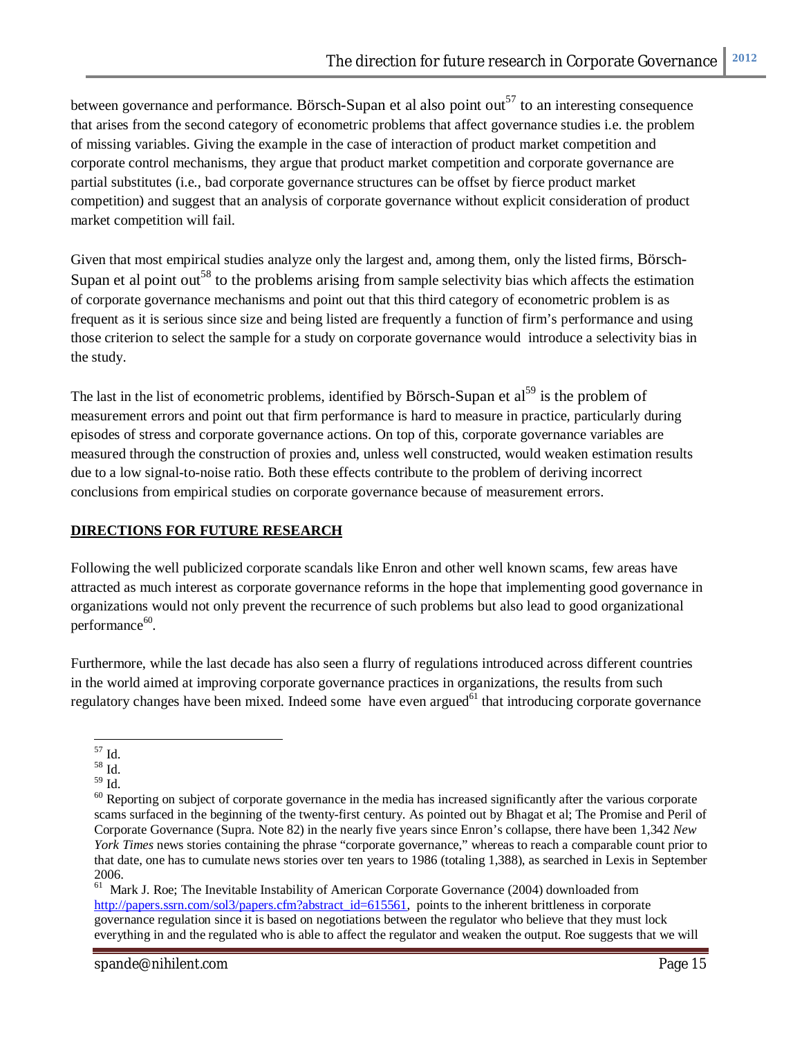between governance and performance. Börsch-Supan et al also point out[57] to an interesting consequence that arises from the second category of econometric problems that affect governance studies i.e. the problem of missing variables. Giving the example in the case of interaction of product market competition and corporate control mechanisms, they argue that product market competition and corporate governance are partial substitutes (i.e., bad corporate governance structures can be offset by fierce product market competition) and suggest that an analysis of corporate governance without explicit consideration of product market competition will fail.

Given that most empirical studies analyze only the largest and, among them, only the listed firms, Börsch-Supan et al point out[58] to the problems arising from sample selectivity bias which affects the estimation of corporate governance mechanisms and point out that this third category of econometric problem is as frequent as it is serious since size and being listed are frequently a function of firm's performance and using those criterion to select the sample for a study on corporate governance would introduce a selectivity bias in the study.

The last in the list of econometric problems, identified by Börsch-Supan et al[59] is the problem of measurement errors and point out that firm performance is hard to measure in practice, particularly during episodes of stress and corporate governance actions. On top of this, corporate governance variables are measured through the construction of proxies and, unless well constructed, would weaken estimation results due to a low signal-to-noise ratio. Both these effects contribute to the problem of deriving incorrect conclusions from empirical studies on corporate governance because of measurement errors.

## DIRECTIONS FOR FUTURE RESEARCH

Following the well publicized corporate scandals like Enron and other well known scams, few areas have attracted as much interest as corporate governance reforms in the hope that implementing good governance in organizations would not only prevent the recurrence of such problems but also lead to good organizational performance[60].

Furthermore, while the last decade has also seen a flurry of regulations introduced across different countries in the world aimed at improving corporate governance practices in organizations, the results from such regulatory changes have been mixed. Indeed some have even argued[61] that introducing corporate governance

---

[57] Id.

[58] Id.

[59] Id.

[60] Reporting on subject of corporate governance in the media has increased significantly after the various corporate scams surfaced in the beginning of the twenty-first century. As pointed out by Bhagat et al; The Promise and Peril of Corporate Governance (Supra. Note 82) in the nearly five years since Enron's collapse, there have been 1,342 *New York Times* news stories containing the phrase "corporate governance," whereas to reach a comparable count prior to that date, one has to cumulate news stories over ten years to 1986 (totaling 1,388), as searched in Lexis in September 2006.

[61] Mark J. Roe; The Inevitable Instability of American Corporate Governance (2004) downloaded from http://papers.ssrn.com/sol3/papers.cfm?abstract_id=615561, points to the inherent brittleness in corporate governance regulation since it is based on negotiations between the regulator who believe that they must lock everything in and the regulated who is able to affect the regulator and weaken the output. Roe suggests that we will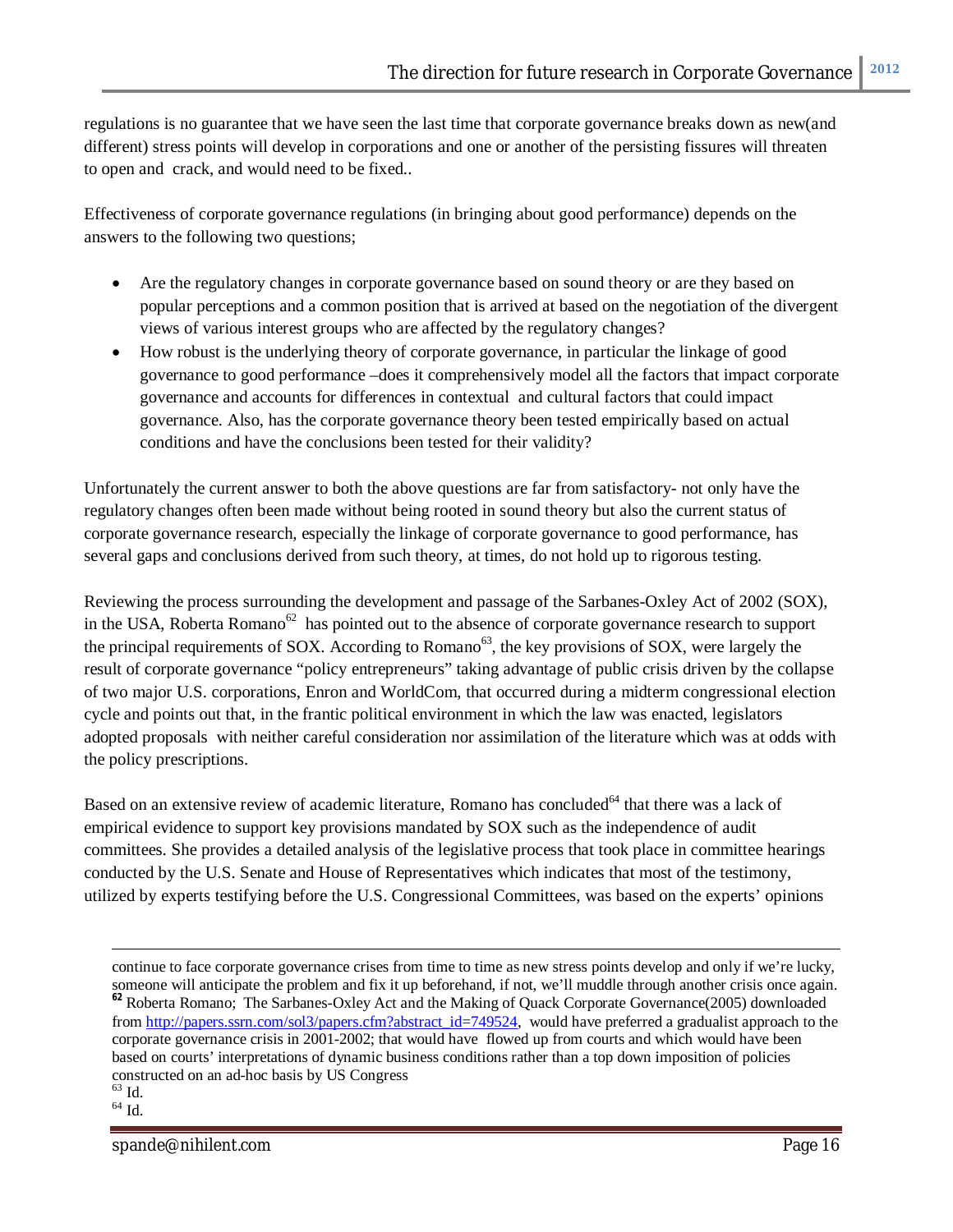regulations is no guarantee that we have seen the last time that corporate governance breaks down as new(and different) stress points will develop in corporations and one or another of the persisting fissures will threaten to open and crack, and would need to be fixed..

Effectiveness of corporate governance regulations (in bringing about good performance) depends on the answers to the following two questions;

- Are the regulatory changes in corporate governance based on sound theory or are they based on popular perceptions and a common position that is arrived at based on the negotiation of the divergent views of various interest groups who are affected by the regulatory changes?
- How robust is the underlying theory of corporate governance, in particular the linkage of good governance to good performance –does it comprehensively model all the factors that impact corporate governance and accounts for differences in contextual and cultural factors that could impact governance. Also, has the corporate governance theory been tested empirically based on actual conditions and have the conclusions been tested for their validity?

Unfortunately the current answer to both the above questions are far from satisfactory- not only have the regulatory changes often been made without being rooted in sound theory but also the current status of corporate governance research, especially the linkage of corporate governance to good performance, has several gaps and conclusions derived from such theory, at times, do not hold up to rigorous testing.

Reviewing the process surrounding the development and passage of the Sarbanes-Oxley Act of 2002 (SOX), in the USA, Roberta Romano[62] has pointed out to the absence of corporate governance research to support the principal requirements of SOX. According to Romano[63], the key provisions of SOX, were largely the result of corporate governance "policy entrepreneurs" taking advantage of public crisis driven by the collapse of two major U.S. corporations, Enron and WorldCom, that occurred during a midterm congressional election cycle and points out that, in the frantic political environment in which the law was enacted, legislators adopted proposals with neither careful consideration nor assimilation of the literature which was at odds with the policy prescriptions.

Based on an extensive review of academic literature, Romano has concluded[64] that there was a lack of empirical evidence to support key provisions mandated by SOX such as the independence of audit committees. She provides a detailed analysis of the legislative process that took place in committee hearings conducted by the U.S. Senate and House of Representatives which indicates that most of the testimony, utilized by experts testifying before the U.S. Congressional Committees, was based on the experts' opinions

---

continue to face corporate governance crises from time to time as new stress points develop and only if we're lucky, someone will anticipate the problem and fix it up beforehand, if not, we'll muddle through another crisis once again.

[62] Roberta Romano; The Sarbanes-Oxley Act and the Making of Quack Corporate Governance(2005) downloaded from http://papers.ssrn.com/sol3/papers.cfm?abstract_id=749524, would have preferred a gradualist approach to the corporate governance crisis in 2001-2002; that would have flowed up from courts and which would have been based on courts' interpretations of dynamic business conditions rather than a top down imposition of policies constructed on an ad-hoc basis by US Congress

[63] Id.

[64] Id.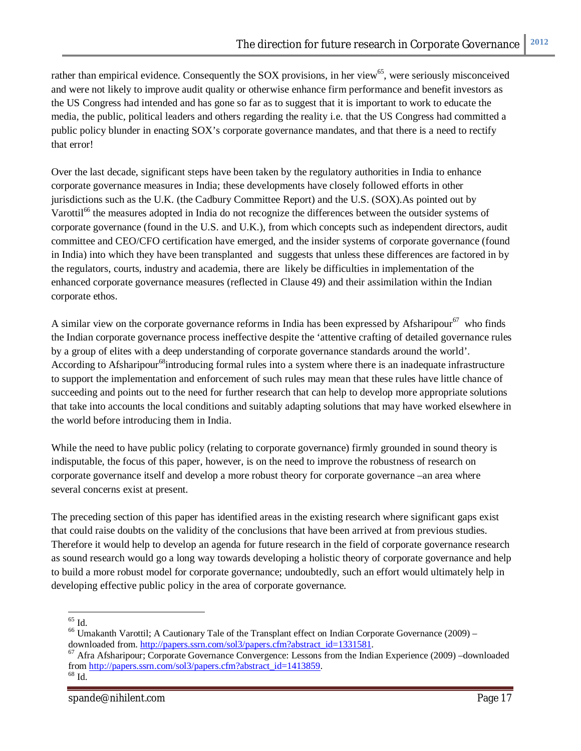rather than empirical evidence. Consequently the SOX provisions, in her view[65], were seriously misconceived and were not likely to improve audit quality or otherwise enhance firm performance and benefit investors as the US Congress had intended and has gone so far as to suggest that it is important to work to educate the media, the public, political leaders and others regarding the reality i.e. that the US Congress had committed a public policy blunder in enacting SOX's corporate governance mandates, and that there is a need to rectify that error!

Over the last decade, significant steps have been taken by the regulatory authorities in India to enhance corporate governance measures in India; these developments have closely followed efforts in other jurisdictions such as the U.K. (the Cadbury Committee Report) and the U.S. (SOX).As pointed out by Varottil[66] the measures adopted in India do not recognize the differences between the outsider systems of corporate governance (found in the U.S. and U.K.), from which concepts such as independent directors, audit committee and CEO/CFO certification have emerged, and the insider systems of corporate governance (found in India) into which they have been transplanted and suggests that unless these differences are factored in by the regulators, courts, industry and academia, there are likely be difficulties in implementation of the enhanced corporate governance measures (reflected in Clause 49) and their assimilation within the Indian corporate ethos.

A similar view on the corporate governance reforms in India has been expressed by Afsharipour[67] who finds the Indian corporate governance process ineffective despite the 'attentive crafting of detailed governance rules by a group of elites with a deep understanding of corporate governance standards around the world'. According to Afsharipour[68]introducing formal rules into a system where there is an inadequate infrastructure to support the implementation and enforcement of such rules may mean that these rules have little chance of succeeding and points out to the need for further research that can help to develop more appropriate solutions that take into accounts the local conditions and suitably adapting solutions that may have worked elsewhere in the world before introducing them in India.

While the need to have public policy (relating to corporate governance) firmly grounded in sound theory is indisputable, the focus of this paper, however, is on the need to improve the robustness of research on corporate governance itself and develop a more robust theory for corporate governance –an area where several concerns exist at present.

The preceding section of this paper has identified areas in the existing research where significant gaps exist that could raise doubts on the validity of the conclusions that have been arrived at from previous studies. Therefore it would help to develop an agenda for future research in the field of corporate governance research as sound research would go a long way towards developing a holistic theory of corporate governance and help to build a more robust model for corporate governance; undoubtedly, such an effort would ultimately help in developing effective public policy in the area of corporate governance.

---

[65] Id.

[66] Umakanth Varottil; A Cautionary Tale of the Transplant effect on Indian Corporate Governance (2009) – downloaded from. http://papers.ssrn.com/sol3/papers.cfm?abstract_id=1331581.

[67] Afra Afsharipour; Corporate Governance Convergence: Lessons from the Indian Experience (2009) –downloaded from http://papers.ssrn.com/sol3/papers.cfm?abstract_id=1413859.

[68] Id.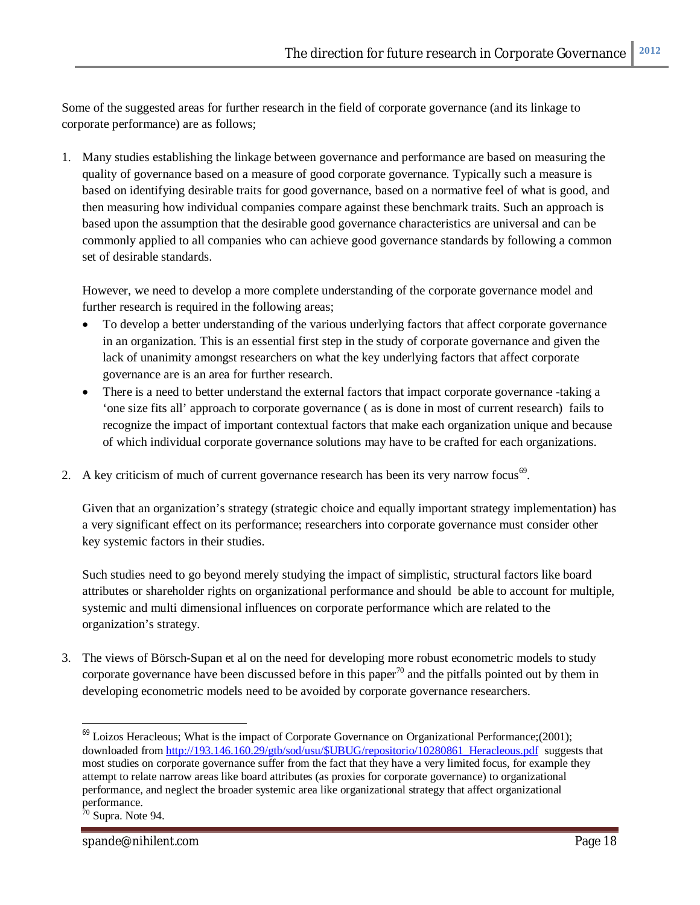Some of the suggested areas for further research in the field of corporate governance (and its linkage to corporate performance) are as follows;

1. Many studies establishing the linkage between governance and performance are based on measuring the quality of governance based on a measure of good corporate governance. Typically such a measure is based on identifying desirable traits for good governance, based on a normative feel of what is good, and then measuring how individual companies compare against these benchmark traits. Such an approach is based upon the assumption that the desirable good governance characteristics are universal and can be commonly applied to all companies who can achieve good governance standards by following a common set of desirable standards.

   However, we need to develop a more complete understanding of the corporate governance model and further research is required in the following areas;

   - To develop a better understanding of the various underlying factors that affect corporate governance in an organization. This is an essential first step in the study of corporate governance and given the lack of unanimity amongst researchers on what the key underlying factors that affect corporate governance are is an area for further research.
   - There is a need to better understand the external factors that impact corporate governance -taking a 'one size fits all' approach to corporate governance ( as is done in most of current research) fails to recognize the impact of important contextual factors that make each organization unique and because of which individual corporate governance solutions may have to be crafted for each organizations.

2. A key criticism of much of current governance research has been its very narrow focus[69].

   Given that an organization's strategy (strategic choice and equally important strategy implementation) has a very significant effect on its performance; researchers into corporate governance must consider other key systemic factors in their studies.

   Such studies need to go beyond merely studying the impact of simplistic, structural factors like board attributes or shareholder rights on organizational performance and should be able to account for multiple, systemic and multi dimensional influences on corporate performance which are related to the organization's strategy.

3. The views of Börsch-Supan et al on the need for developing more robust econometric models to study corporate governance have been discussed before in this paper[70] and the pitfalls pointed out by them in developing econometric models need to be avoided by corporate governance researchers.

---

[69] Loizos Heracleous; What is the impact of Corporate Governance on Organizational Performance;(2001); downloaded from http://193.146.160.29/gtb/sod/usu/$UBUG/repositorio/10280861_Heracleous.pdf suggests that most studies on corporate governance suffer from the fact that they have a very limited focus, for example they attempt to relate narrow areas like board attributes (as proxies for corporate governance) to organizational performance, and neglect the broader systemic area like organizational strategy that affect organizational performance.

[70] Supra. Note 94.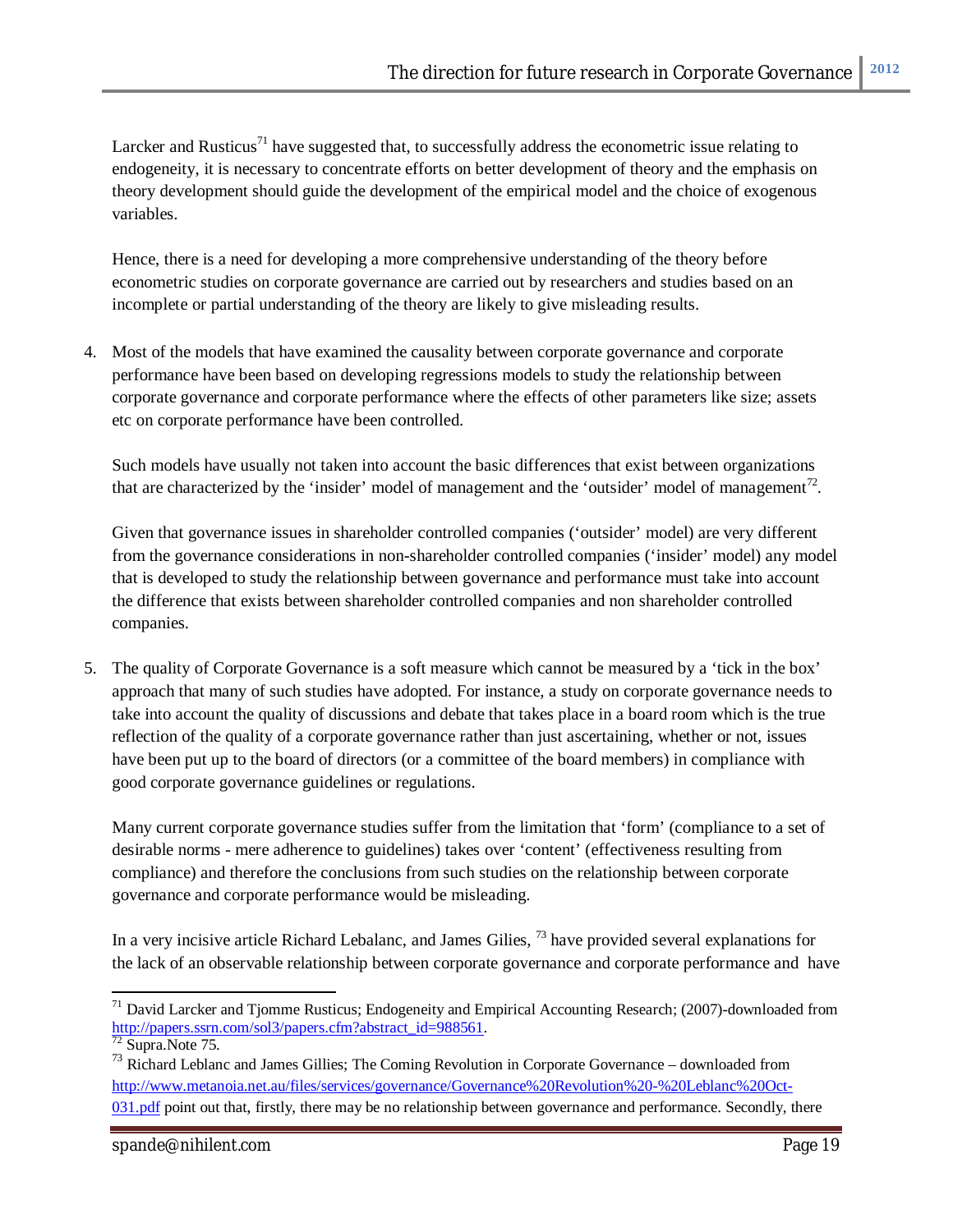Larcker and Rusticus[71] have suggested that, to successfully address the econometric issue relating to endogeneity, it is necessary to concentrate efforts on better development of theory and the emphasis on theory development should guide the development of the empirical model and the choice of exogenous variables.

Hence, there is a need for developing a more comprehensive understanding of the theory before econometric studies on corporate governance are carried out by researchers and studies based on an incomplete or partial understanding of the theory are likely to give misleading results.

4. Most of the models that have examined the causality between corporate governance and corporate performance have been based on developing regressions models to study the relationship between corporate governance and corporate performance where the effects of other parameters like size; assets etc on corporate performance have been controlled.

   Such models have usually not taken into account the basic differences that exist between organizations that are characterized by the 'insider' model of management and the 'outsider' model of management[72].

   Given that governance issues in shareholder controlled companies ('outsider' model) are very different from the governance considerations in non-shareholder controlled companies ('insider' model) any model that is developed to study the relationship between governance and performance must take into account the difference that exists between shareholder controlled companies and non shareholder controlled companies.

5. The quality of Corporate Governance is a soft measure which cannot be measured by a 'tick in the box' approach that many of such studies have adopted. For instance, a study on corporate governance needs to take into account the quality of discussions and debate that takes place in a board room which is the true reflection of the quality of a corporate governance rather than just ascertaining, whether or not, issues have been put up to the board of directors (or a committee of the board members) in compliance with good corporate governance guidelines or regulations.

   Many current corporate governance studies suffer from the limitation that 'form' (compliance to a set of desirable norms - mere adherence to guidelines) takes over 'content' (effectiveness resulting from compliance) and therefore the conclusions from such studies on the relationship between corporate governance and corporate performance would be misleading.

   In a very incisive article Richard Lebalanc, and James Gilies, [73] have provided several explanations for the lack of an observable relationship between corporate governance and corporate performance and have

---

[71] David Larcker and Tjomme Rusticus; Endogeneity and Empirical Accounting Research; (2007)-downloaded from http://papers.ssrn.com/sol3/papers.cfm?abstract_id=988561.

[72] Supra.Note 75.

[73] Richard Leblanc and James Gillies; The Coming Revolution in Corporate Governance – downloaded from http://www.metanoia.net.au/files/services/governance/Governance%20Revolution%20-%20Leblanc%20Oct-031.pdf point out that, firstly, there may be no relationship between governance and performance. Secondly, there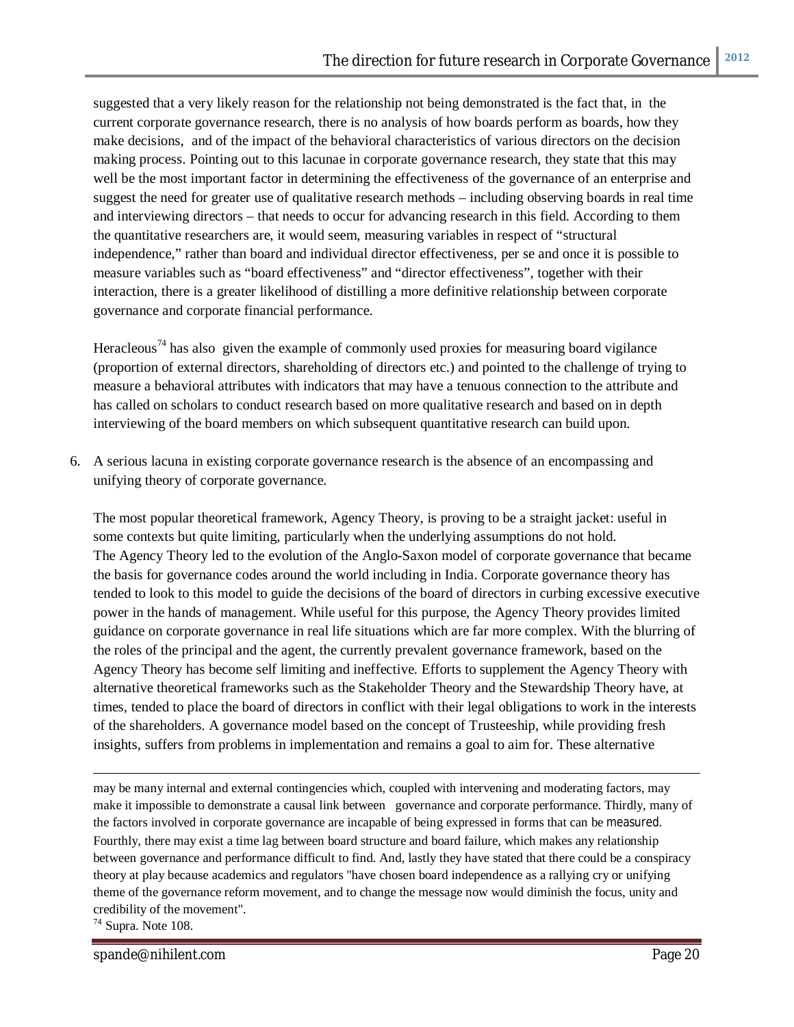suggested that a very likely reason for the relationship not being demonstrated is the fact that, in the current corporate governance research, there is no analysis of how boards perform as boards, how they make decisions, and of the impact of the behavioral characteristics of various directors on the decision making process. Pointing out to this lacunae in corporate governance research, they state that this may well be the most important factor in determining the effectiveness of the governance of an enterprise and suggest the need for greater use of qualitative research methods – including observing boards in real time and interviewing directors – that needs to occur for advancing research in this field. According to them the quantitative researchers are, it would seem, measuring variables in respect of "structural independence," rather than board and individual director effectiveness, per se and once it is possible to measure variables such as "board effectiveness" and "director effectiveness", together with their interaction, there is a greater likelihood of distilling a more definitive relationship between corporate governance and corporate financial performance.

Heracleous[74] has also given the example of commonly used proxies for measuring board vigilance (proportion of external directors, shareholding of directors etc.) and pointed to the challenge of trying to measure a behavioral attributes with indicators that may have a tenuous connection to the attribute and has called on scholars to conduct research based on more qualitative research and based on in depth interviewing of the board members on which subsequent quantitative research can build upon.

6. A serious lacuna in existing corporate governance research is the absence of an encompassing and unifying theory of corporate governance.

   The most popular theoretical framework, Agency Theory, is proving to be a straight jacket: useful in some contexts but quite limiting, particularly when the underlying assumptions do not hold. The Agency Theory led to the evolution of the Anglo-Saxon model of corporate governance that became the basis for governance codes around the world including in India. Corporate governance theory has tended to look to this model to guide the decisions of the board of directors in curbing excessive executive power in the hands of management. While useful for this purpose, the Agency Theory provides limited guidance on corporate governance in real life situations which are far more complex. With the blurring of the roles of the principal and the agent, the currently prevalent governance framework, based on the Agency Theory has become self limiting and ineffective. Efforts to supplement the Agency Theory with alternative theoretical frameworks such as the Stakeholder Theory and the Stewardship Theory have, at times, tended to place the board of directors in conflict with their legal obligations to work in the interests of the shareholders. A governance model based on the concept of Trusteeship, while providing fresh insights, suffers from problems in implementation and remains a goal to aim for. These alternative

---

may be many internal and external contingencies which, coupled with intervening and moderating factors, may make it impossible to demonstrate a causal link between governance and corporate performance. Thirdly, many of the factors involved in corporate governance are incapable of being expressed in forms that can be measured. Fourthly, there may exist a time lag between board structure and board failure, which makes any relationship between governance and performance difficult to find. And, lastly they have stated that there could be a conspiracy theory at play because academics and regulators "have chosen board independence as a rallying cry or unifying theme of the governance reform movement, and to change the message now would diminish the focus, unity and credibility of the movement".

[74] Supra. Note 108.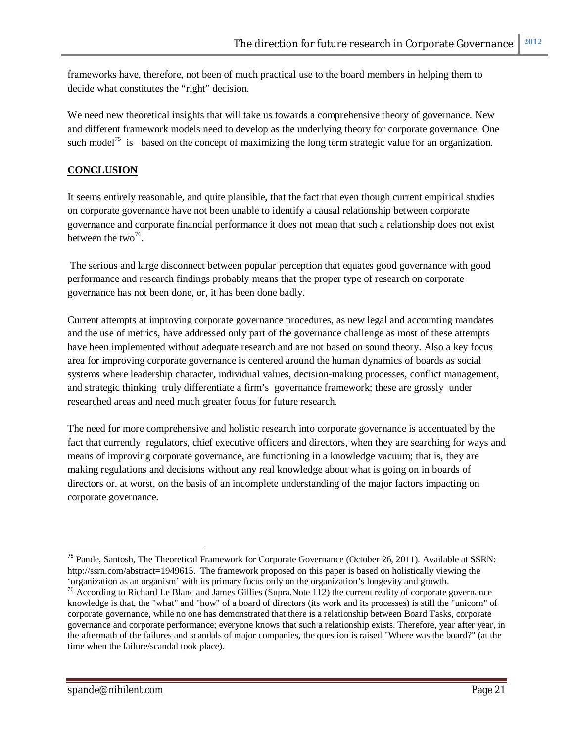frameworks have, therefore, not been of much practical use to the board members in helping them to decide what constitutes the "right" decision.

We need new theoretical insights that will take us towards a comprehensive theory of governance. New and different framework models need to develop as the underlying theory for corporate governance. One such model[75] is based on the concept of maximizing the long term strategic value for an organization.

## CONCLUSION

It seems entirely reasonable, and quite plausible, that the fact that even though current empirical studies on corporate governance have not been unable to identify a causal relationship between corporate governance and corporate financial performance it does not mean that such a relationship does not exist between the two[76].

The serious and large disconnect between popular perception that equates good governance with good performance and research findings probably means that the proper type of research on corporate governance has not been done, or, it has been done badly.

Current attempts at improving corporate governance procedures, as new legal and accounting mandates and the use of metrics, have addressed only part of the governance challenge as most of these attempts have been implemented without adequate research and are not based on sound theory. Also a key focus area for improving corporate governance is centered around the human dynamics of boards as social systems where leadership character, individual values, decision-making processes, conflict management, and strategic thinking truly differentiate a firm's governance framework; these are grossly under researched areas and need much greater focus for future research.

The need for more comprehensive and holistic research into corporate governance is accentuated by the fact that currently regulators, chief executive officers and directors, when they are searching for ways and means of improving corporate governance, are functioning in a knowledge vacuum; that is, they are making regulations and decisions without any real knowledge about what is going on in boards of directors or, at worst, on the basis of an incomplete understanding of the major factors impacting on corporate governance.

---

[75] Pande, Santosh, The Theoretical Framework for Corporate Governance (October 26, 2011). Available at SSRN: http://ssrn.com/abstract=1949615. The framework proposed on this paper is based on holistically viewing the 'organization as an organism' with its primary focus only on the organization's longevity and growth.

[76] According to Richard Le Blanc and James Gillies (Supra.Note 112) the current reality of corporate governance knowledge is that, the "what" and "how" of a board of directors (its work and its processes) is still the "unicorn" of corporate governance, while no one has demonstrated that there is a relationship between Board Tasks, corporate governance and corporate performance; everyone knows that such a relationship exists. Therefore, year after year, in the aftermath of the failures and scandals of major companies, the question is raised "Where was the board?" (at the time when the failure/scandal took place).